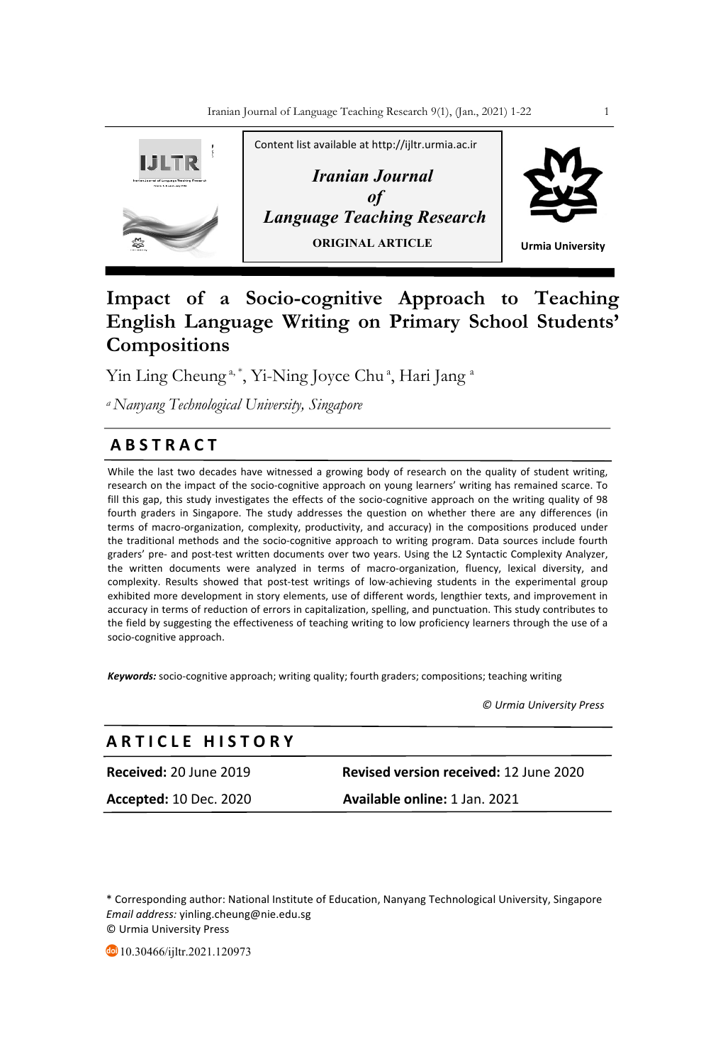Content list available at http://ijltr.urmia.ac.ir

*Iranian Journal of Language Teaching Research*

**ORIGINAL ARTICLE**

Urmia University

# Impact of a Socio-cognitive Approach to Teaching English Language Writing on Primary School Students' Compositions

Yin Ling Cheung [a, *], Yi-Ning Joyce Chu [a], Hari Jang [a]

[a] *Nanyang Technological University, Singapore*

## ABSTRACT

While the last two decades have witnessed a growing body of research on the quality of student writing, research on the impact of the socio-cognitive approach on young learners' writing has remained scarce. To fill this gap, this study investigates the effects of the socio-cognitive approach on the writing quality of 98 fourth graders in Singapore. The study addresses the question on whether there are any differences (in terms of macro-organization, complexity, productivity, and accuracy) in the compositions produced under the traditional methods and the socio-cognitive approach to writing program. Data sources include fourth graders' pre- and post-test written documents over two years. Using the L2 Syntactic Complexity Analyzer, the written documents were analyzed in terms of macro-organization, fluency, lexical diversity, and complexity. Results showed that post-test writings of low-achieving students in the experimental group exhibited more development in story elements, use of different words, lengthier texts, and improvement in accuracy in terms of reduction of errors in capitalization, spelling, and punctuation. This study contributes to the field by suggesting the effectiveness of teaching writing to low proficiency learners through the use of a socio-cognitive approach.

***Keywords:*** socio-cognitive approach; writing quality; fourth graders; compositions; teaching writing

*© Urmia University Press*

## ARTICLE HISTORY

**Received:** 20 June 2019 **Revised version received:** 12 June 2020

**Accepted:** 10 Dec. 2020 **Available online:** 1 Jan. 2021

\* Corresponding author: National Institute of Education, Nanyang Technological University, Singapore
*Email address:* yinling.cheung@nie.edu.sg
© Urmia University Press

10.30466/ijltr.2021.120973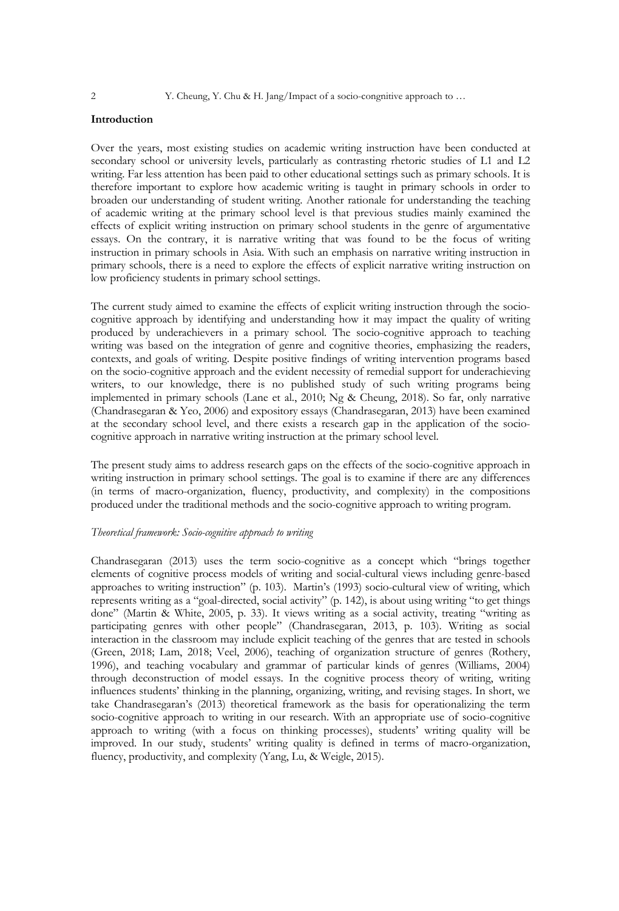## Introduction

Over the years, most existing studies on academic writing instruction have been conducted at secondary school or university levels, particularly as contrasting rhetoric studies of L1 and L2 writing. Far less attention has been paid to other educational settings such as primary schools. It is therefore important to explore how academic writing is taught in primary schools in order to broaden our understanding of student writing. Another rationale for understanding the teaching of academic writing at the primary school level is that previous studies mainly examined the effects of explicit writing instruction on primary school students in the genre of argumentative essays. On the contrary, it is narrative writing that was found to be the focus of writing instruction in primary schools in Asia. With such an emphasis on narrative writing instruction in primary schools, there is a need to explore the effects of explicit narrative writing instruction on low proficiency students in primary school settings.

The current study aimed to examine the effects of explicit writing instruction through the socio-cognitive approach by identifying and understanding how it may impact the quality of writing produced by underachievers in a primary school. The socio-cognitive approach to teaching writing was based on the integration of genre and cognitive theories, emphasizing the readers, contexts, and goals of writing. Despite positive findings of writing intervention programs based on the socio-cognitive approach and the evident necessity of remedial support for underachieving writers, to our knowledge, there is no published study of such writing programs being implemented in primary schools (Lane et al., 2010; Ng & Cheung, 2018). So far, only narrative (Chandrasegaran & Yeo, 2006) and expository essays (Chandrasegaran, 2013) have been examined at the secondary school level, and there exists a research gap in the application of the socio-cognitive approach in narrative writing instruction at the primary school level.

The present study aims to address research gaps on the effects of the socio-cognitive approach in writing instruction in primary school settings. The goal is to examine if there are any differences (in terms of macro-organization, fluency, productivity, and complexity) in the compositions produced under the traditional methods and the socio-cognitive approach to writing program.

### *Theoretical framework: Socio-cognitive approach to writing*

Chandrasegaran (2013) uses the term socio-cognitive as a concept which "brings together elements of cognitive process models of writing and social-cultural views including genre-based approaches to writing instruction" (p. 103). Martin's (1993) socio-cultural view of writing, which represents writing as a "goal-directed, social activity" (p. 142), is about using writing "to get things done" (Martin & White, 2005, p. 33). It views writing as a social activity, treating "writing as participating genres with other people" (Chandrasegaran, 2013, p. 103). Writing as social interaction in the classroom may include explicit teaching of the genres that are tested in schools (Green, 2018; Lam, 2018; Veel, 2006), teaching of organization structure of genres (Rothery, 1996), and teaching vocabulary and grammar of particular kinds of genres (Williams, 2004) through deconstruction of model essays. In the cognitive process theory of writing, writing influences students' thinking in the planning, organizing, writing, and revising stages. In short, we take Chandrasegaran's (2013) theoretical framework as the basis for operationalizing the term socio-cognitive approach to writing in our research. With an appropriate use of socio-cognitive approach to writing (with a focus on thinking processes), students' writing quality will be improved. In our study, students' writing quality is defined in terms of macro-organization, fluency, productivity, and complexity (Yang, Lu, & Weigle, 2015).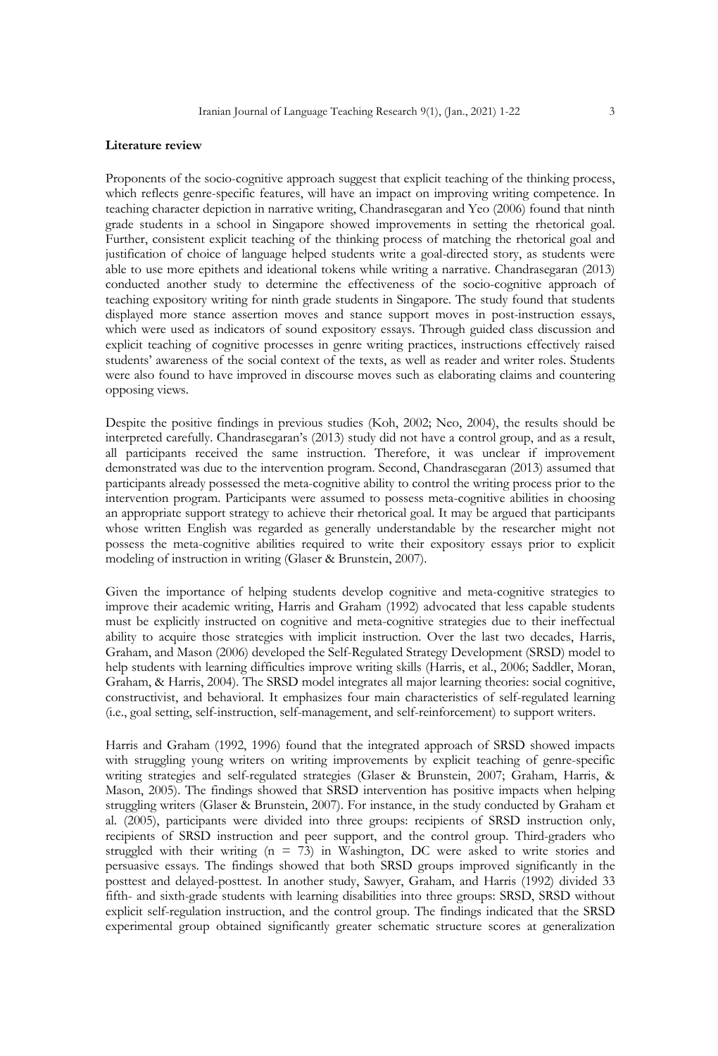**Literature review**

Proponents of the socio-cognitive approach suggest that explicit teaching of the thinking process, which reflects genre-specific features, will have an impact on improving writing competence. In teaching character depiction in narrative writing, Chandrasegaran and Yeo (2006) found that ninth grade students in a school in Singapore showed improvements in setting the rhetorical goal. Further, consistent explicit teaching of the thinking process of matching the rhetorical goal and justification of choice of language helped students write a goal-directed story, as students were able to use more epithets and ideational tokens while writing a narrative. Chandrasegaran (2013) conducted another study to determine the effectiveness of the socio-cognitive approach of teaching expository writing for ninth grade students in Singapore. The study found that students displayed more stance assertion moves and stance support moves in post-instruction essays, which were used as indicators of sound expository essays. Through guided class discussion and explicit teaching of cognitive processes in genre writing practices, instructions effectively raised students' awareness of the social context of the texts, as well as reader and writer roles. Students were also found to have improved in discourse moves such as elaborating claims and countering opposing views.

Despite the positive findings in previous studies (Koh, 2002; Neo, 2004), the results should be interpreted carefully. Chandrasegaran's (2013) study did not have a control group, and as a result, all participants received the same instruction. Therefore, it was unclear if improvement demonstrated was due to the intervention program. Second, Chandrasegaran (2013) assumed that participants already possessed the meta-cognitive ability to control the writing process prior to the intervention program. Participants were assumed to possess meta-cognitive abilities in choosing an appropriate support strategy to achieve their rhetorical goal. It may be argued that participants whose written English was regarded as generally understandable by the researcher might not possess the meta-cognitive abilities required to write their expository essays prior to explicit modeling of instruction in writing (Glaser & Brunstein, 2007).

Given the importance of helping students develop cognitive and meta-cognitive strategies to improve their academic writing, Harris and Graham (1992) advocated that less capable students must be explicitly instructed on cognitive and meta-cognitive strategies due to their ineffectual ability to acquire those strategies with implicit instruction. Over the last two decades, Harris, Graham, and Mason (2006) developed the Self-Regulated Strategy Development (SRSD) model to help students with learning difficulties improve writing skills (Harris, et al., 2006; Saddler, Moran, Graham, & Harris, 2004). The SRSD model integrates all major learning theories: social cognitive, constructivist, and behavioral. It emphasizes four main characteristics of self-regulated learning (i.e., goal setting, self-instruction, self-management, and self-reinforcement) to support writers.

Harris and Graham (1992, 1996) found that the integrated approach of SRSD showed impacts with struggling young writers on writing improvements by explicit teaching of genre-specific writing strategies and self-regulated strategies (Glaser & Brunstein, 2007; Graham, Harris, & Mason, 2005). The findings showed that SRSD intervention has positive impacts when helping struggling writers (Glaser & Brunstein, 2007). For instance, in the study conducted by Graham et al. (2005), participants were divided into three groups: recipients of SRSD instruction only, recipients of SRSD instruction and peer support, and the control group. Third-graders who struggled with their writing ($n = 73$) in Washington, DC were asked to write stories and persuasive essays. The findings showed that both SRSD groups improved significantly in the posttest and delayed-posttest. In another study, Sawyer, Graham, and Harris (1992) divided 33 fifth- and sixth-grade students with learning disabilities into three groups: SRSD, SRSD without explicit self-regulation instruction, and the control group. The findings indicated that the SRSD experimental group obtained significantly greater schematic structure scores at generalization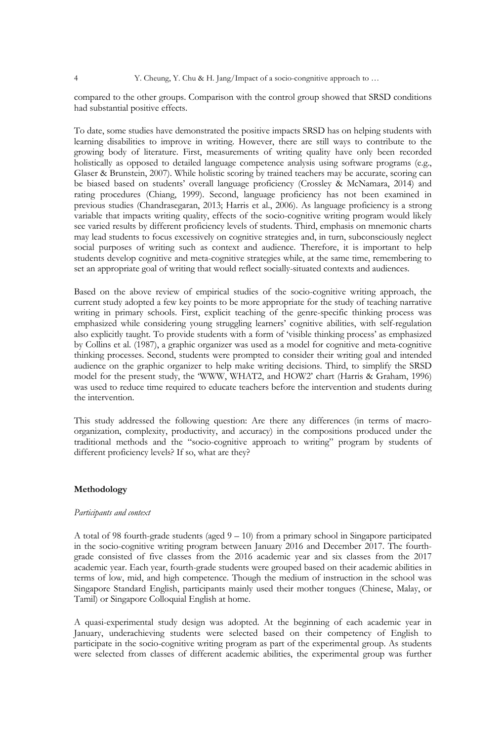compared to the other groups. Comparison with the control group showed that SRSD conditions had substantial positive effects.

To date, some studies have demonstrated the positive impacts SRSD has on helping students with learning disabilities to improve in writing. However, there are still ways to contribute to the growing body of literature. First, measurements of writing quality have only been recorded holistically as opposed to detailed language competence analysis using software programs (e.g., Glaser & Brunstein, 2007). While holistic scoring by trained teachers may be accurate, scoring can be biased based on students' overall language proficiency (Crossley & McNamara, 2014) and rating procedures (Chiang, 1999). Second, language proficiency has not been examined in previous studies (Chandrasegaran, 2013; Harris et al., 2006). As language proficiency is a strong variable that impacts writing quality, effects of the socio-cognitive writing program would likely see varied results by different proficiency levels of students. Third, emphasis on mnemonic charts may lead students to focus excessively on cognitive strategies and, in turn, subconsciously neglect social purposes of writing such as context and audience. Therefore, it is important to help students develop cognitive and meta-cognitive strategies while, at the same time, remembering to set an appropriate goal of writing that would reflect socially-situated contexts and audiences.

Based on the above review of empirical studies of the socio-cognitive writing approach, the current study adopted a few key points to be more appropriate for the study of teaching narrative writing in primary schools. First, explicit teaching of the genre-specific thinking process was emphasized while considering young struggling learners' cognitive abilities, with self-regulation also explicitly taught. To provide students with a form of 'visible thinking process' as emphasized by Collins et al. (1987), a graphic organizer was used as a model for cognitive and meta-cognitive thinking processes. Second, students were prompted to consider their writing goal and intended audience on the graphic organizer to help make writing decisions. Third, to simplify the SRSD model for the present study, the 'WWW, WHAT2, and HOW2' chart (Harris & Graham, 1996) was used to reduce time required to educate teachers before the intervention and students during the intervention.

This study addressed the following question: Are there any differences (in terms of macro-organization, complexity, productivity, and accuracy) in the compositions produced under the traditional methods and the "socio-cognitive approach to writing" program by students of different proficiency levels? If so, what are they?

## Methodology

### *Participants and context*

A total of 98 fourth-grade students (aged 9 – 10) from a primary school in Singapore participated in the socio-cognitive writing program between January 2016 and December 2017. The fourth-grade consisted of five classes from the 2016 academic year and six classes from the 2017 academic year. Each year, fourth-grade students were grouped based on their academic abilities in terms of low, mid, and high competence. Though the medium of instruction in the school was Singapore Standard English, participants mainly used their mother tongues (Chinese, Malay, or Tamil) or Singapore Colloquial English at home.

A quasi-experimental study design was adopted. At the beginning of each academic year in January, underachieving students were selected based on their competency of English to participate in the socio-cognitive writing program as part of the experimental group. As students were selected from classes of different academic abilities, the experimental group was further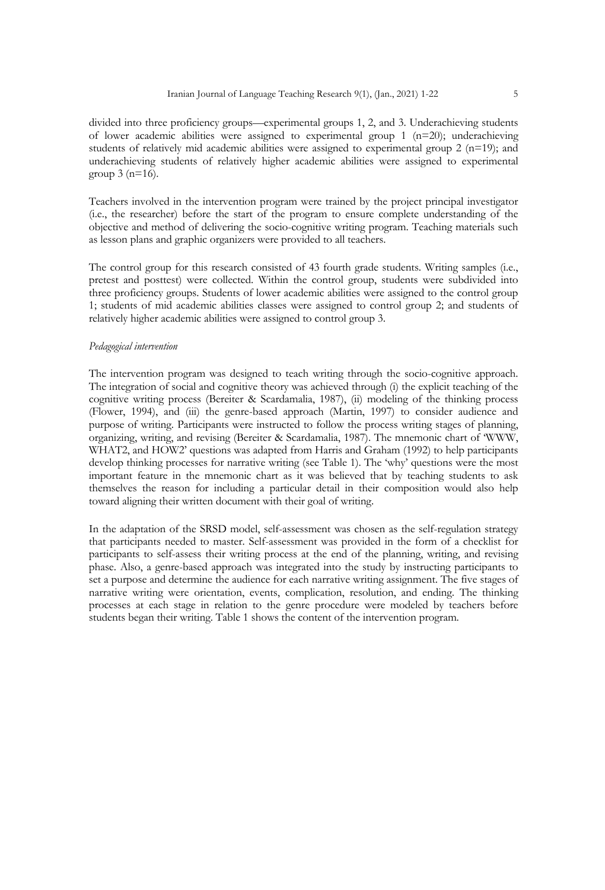divided into three proficiency groups—experimental groups 1, 2, and 3. Underachieving students of lower academic abilities were assigned to experimental group 1 (n=20); underachieving students of relatively mid academic abilities were assigned to experimental group 2 (n=19); and underachieving students of relatively higher academic abilities were assigned to experimental group 3 (n=16).

Teachers involved in the intervention program were trained by the project principal investigator (i.e., the researcher) before the start of the program to ensure complete understanding of the objective and method of delivering the socio-cognitive writing program. Teaching materials such as lesson plans and graphic organizers were provided to all teachers.

The control group for this research consisted of 43 fourth grade students. Writing samples (i.e., pretest and posttest) were collected. Within the control group, students were subdivided into three proficiency groups. Students of lower academic abilities were assigned to the control group 1; students of mid academic abilities classes were assigned to control group 2; and students of relatively higher academic abilities were assigned to control group 3.

*Pedagogical intervention*

The intervention program was designed to teach writing through the socio-cognitive approach. The integration of social and cognitive theory was achieved through (i) the explicit teaching of the cognitive writing process (Bereiter & Scardamalia, 1987), (ii) modeling of the thinking process (Flower, 1994), and (iii) the genre-based approach (Martin, 1997) to consider audience and purpose of writing. Participants were instructed to follow the process writing stages of planning, organizing, writing, and revising (Bereiter & Scardamalia, 1987). The mnemonic chart of 'WWW, WHAT2, and HOW2' questions was adapted from Harris and Graham (1992) to help participants develop thinking processes for narrative writing (see Table 1). The 'why' questions were the most important feature in the mnemonic chart as it was believed that by teaching students to ask themselves the reason for including a particular detail in their composition would also help toward aligning their written document with their goal of writing.

In the adaptation of the SRSD model, self-assessment was chosen as the self-regulation strategy that participants needed to master. Self-assessment was provided in the form of a checklist for participants to self-assess their writing process at the end of the planning, writing, and revising phase. Also, a genre-based approach was integrated into the study by instructing participants to set a purpose and determine the audience for each narrative writing assignment. The five stages of narrative writing were orientation, events, complication, resolution, and ending. The thinking processes at each stage in relation to the genre procedure were modeled by teachers before students began their writing. Table 1 shows the content of the intervention program.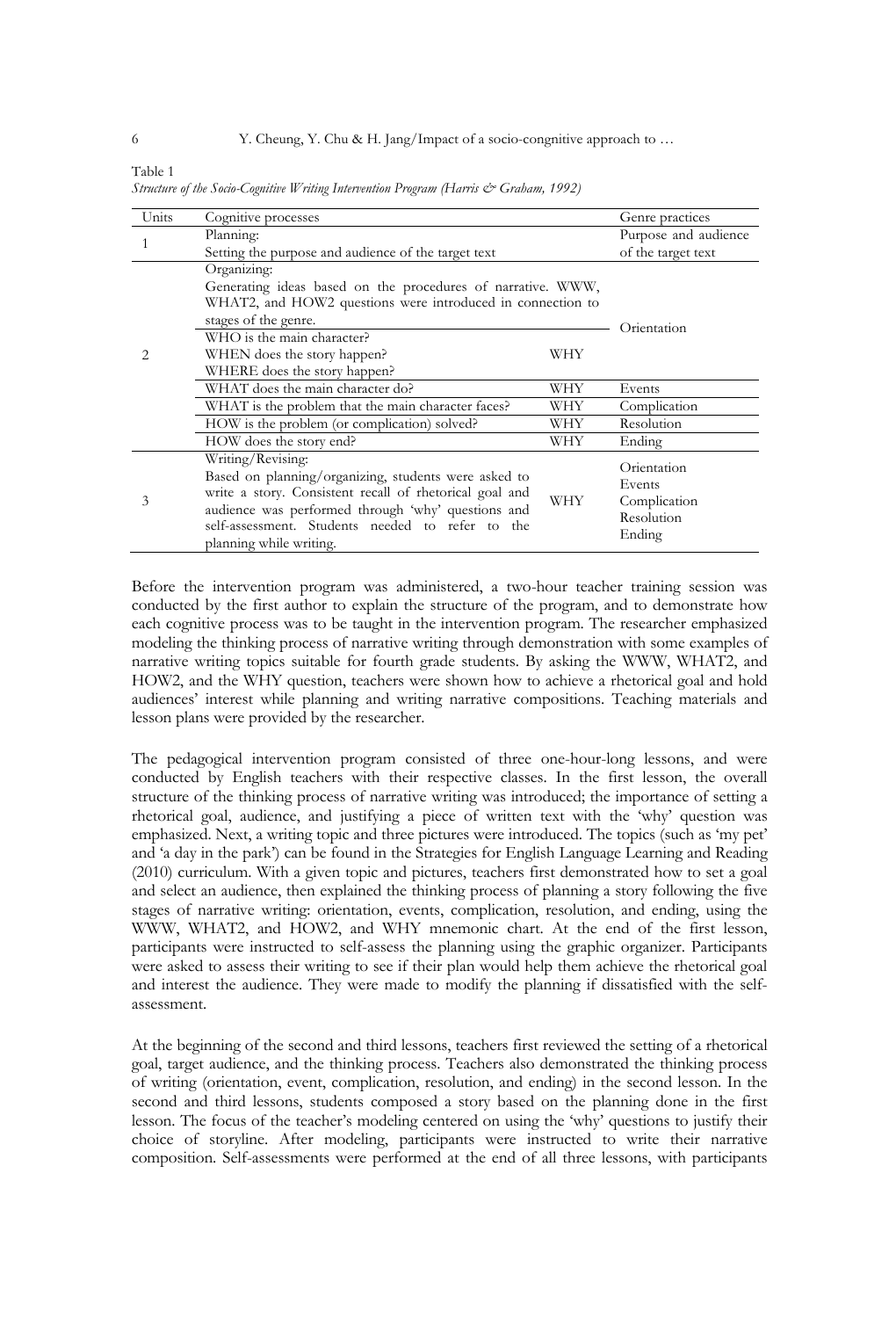Table 1

*Structure of the Socio-Cognitive Writing Intervention Program (Harris & Graham, 1992)*

| Units | Cognitive processes | | Genre practices |
|---|---|---|---|
| 1 | Planning: Setting the purpose and audience of the target text | | Purpose and audience of the target text |
| 2 | Organizing: Generating ideas based on the procedures of narrative. WWW, WHAT2, and HOW2 questions were introduced in connection to stages of the genre. | | Orientation |
| | WHO is the main character? WHEN does the story happen? WHERE does the story happen? | WHY | |
| | WHAT does the main character do? | WHY | Events |
| | WHAT is the problem that the main character faces? | WHY | Complication |
| | HOW is the problem (or complication) solved? | WHY | Resolution |
| | HOW does the story end? | WHY | Ending |
| 3 | Writing/Revising: Based on planning/organizing, students were asked to write a story. Consistent recall of rhetorical goal and audience was performed through 'why' questions and self-assessment. Students needed to refer to the planning while writing. | WHY | Orientation Events Complication Resolution Ending |

Before the intervention program was administered, a two-hour teacher training session was conducted by the first author to explain the structure of the program, and to demonstrate how each cognitive process was to be taught in the intervention program. The researcher emphasized modeling the thinking process of narrative writing through demonstration with some examples of narrative writing topics suitable for fourth grade students. By asking the WWW, WHAT2, and HOW2, and the WHY question, teachers were shown how to achieve a rhetorical goal and hold audiences' interest while planning and writing narrative compositions. Teaching materials and lesson plans were provided by the researcher.

The pedagogical intervention program consisted of three one-hour-long lessons, and were conducted by English teachers with their respective classes. In the first lesson, the overall structure of the thinking process of narrative writing was introduced; the importance of setting a rhetorical goal, audience, and justifying a piece of written text with the 'why' question was emphasized. Next, a writing topic and three pictures were introduced. The topics (such as 'my pet' and 'a day in the park') can be found in the Strategies for English Language Learning and Reading (2010) curriculum. With a given topic and pictures, teachers first demonstrated how to set a goal and select an audience, then explained the thinking process of planning a story following the five stages of narrative writing: orientation, events, complication, resolution, and ending, using the WWW, WHAT2, and HOW2, and WHY mnemonic chart. At the end of the first lesson, participants were instructed to self-assess the planning using the graphic organizer. Participants were asked to assess their writing to see if their plan would help them achieve the rhetorical goal and interest the audience. They were made to modify the planning if dissatisfied with the self-assessment.

At the beginning of the second and third lessons, teachers first reviewed the setting of a rhetorical goal, target audience, and the thinking process. Teachers also demonstrated the thinking process of writing (orientation, event, complication, resolution, and ending) in the second lesson. In the second and third lessons, students composed a story based on the planning done in the first lesson. The focus of the teacher's modeling centered on using the 'why' questions to justify their choice of storyline. After modeling, participants were instructed to write their narrative composition. Self-assessments were performed at the end of all three lessons, with participants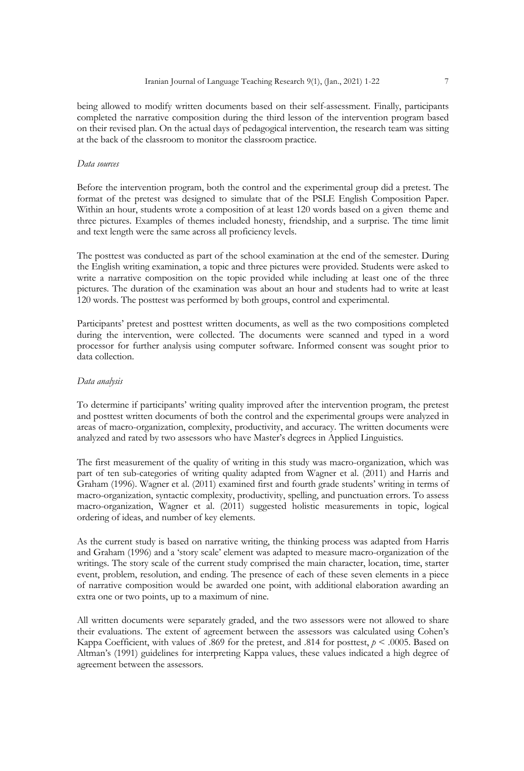being allowed to modify written documents based on their self-assessment. Finally, participants completed the narrative composition during the third lesson of the intervention program based on their revised plan. On the actual days of pedagogical intervention, the research team was sitting at the back of the classroom to monitor the classroom practice.

*Data sources*

Before the intervention program, both the control and the experimental group did a pretest. The format of the pretest was designed to simulate that of the PSLE English Composition Paper. Within an hour, students wrote a composition of at least 120 words based on a given theme and three pictures. Examples of themes included honesty, friendship, and a surprise. The time limit and text length were the same across all proficiency levels.

The posttest was conducted as part of the school examination at the end of the semester. During the English writing examination, a topic and three pictures were provided. Students were asked to write a narrative composition on the topic provided while including at least one of the three pictures. The duration of the examination was about an hour and students had to write at least 120 words. The posttest was performed by both groups, control and experimental.

Participants' pretest and posttest written documents, as well as the two compositions completed during the intervention, were collected. The documents were scanned and typed in a word processor for further analysis using computer software. Informed consent was sought prior to data collection.

*Data analysis*

To determine if participants' writing quality improved after the intervention program, the pretest and posttest written documents of both the control and the experimental groups were analyzed in areas of macro-organization, complexity, productivity, and accuracy. The written documents were analyzed and rated by two assessors who have Master's degrees in Applied Linguistics.

The first measurement of the quality of writing in this study was macro-organization, which was part of ten sub-categories of writing quality adapted from Wagner et al. (2011) and Harris and Graham (1996). Wagner et al. (2011) examined first and fourth grade students' writing in terms of macro-organization, syntactic complexity, productivity, spelling, and punctuation errors. To assess macro-organization, Wagner et al. (2011) suggested holistic measurements in topic, logical ordering of ideas, and number of key elements.

As the current study is based on narrative writing, the thinking process was adapted from Harris and Graham (1996) and a 'story scale' element was adapted to measure macro-organization of the writings. The story scale of the current study comprised the main character, location, time, starter event, problem, resolution, and ending. The presence of each of these seven elements in a piece of narrative composition would be awarded one point, with additional elaboration awarding an extra one or two points, up to a maximum of nine.

All written documents were separately graded, and the two assessors were not allowed to share their evaluations. The extent of agreement between the assessors was calculated using Cohen's Kappa Coefficient, with values of .869 for the pretest, and .814 for posttest, $p < .0005$. Based on Altman's (1991) guidelines for interpreting Kappa values, these values indicated a high degree of agreement between the assessors.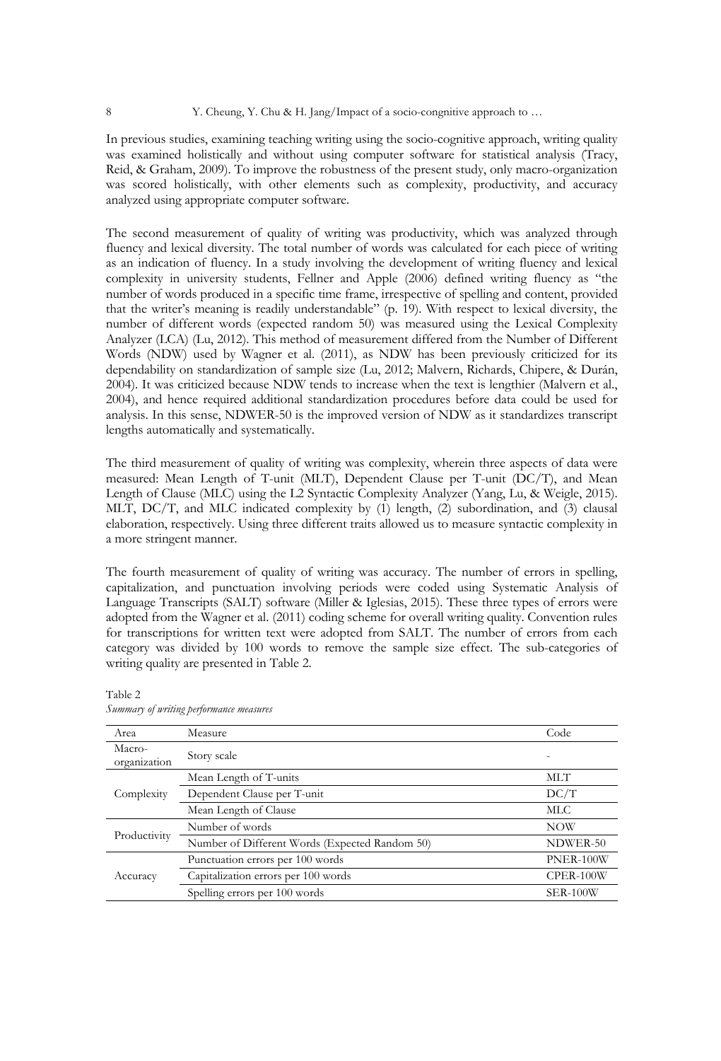In previous studies, examining teaching writing using the socio-cognitive approach, writing quality was examined holistically and without using computer software for statistical analysis (Tracy, Reid, & Graham, 2009). To improve the robustness of the present study, only macro-organization was scored holistically, with other elements such as complexity, productivity, and accuracy analyzed using appropriate computer software.

The second measurement of quality of writing was productivity, which was analyzed through fluency and lexical diversity. The total number of words was calculated for each piece of writing as an indication of fluency. In a study involving the development of writing fluency and lexical complexity in university students, Fellner and Apple (2006) defined writing fluency as "the number of words produced in a specific time frame, irrespective of spelling and content, provided that the writer's meaning is readily understandable" (p. 19). With respect to lexical diversity, the number of different words (expected random 50) was measured using the Lexical Complexity Analyzer (LCA) (Lu, 2012). This method of measurement differed from the Number of Different Words (NDW) used by Wagner et al. (2011), as NDW has been previously criticized for its dependability on standardization of sample size (Lu, 2012; Malvern, Richards, Chipere, & Durán, 2004). It was criticized because NDW tends to increase when the text is lengthier (Malvern et al., 2004), and hence required additional standardization procedures before data could be used for analysis. In this sense, NDWER-50 is the improved version of NDW as it standardizes transcript lengths automatically and systematically.

The third measurement of quality of writing was complexity, wherein three aspects of data were measured: Mean Length of T-unit (MLT), Dependent Clause per T-unit (DC/T), and Mean Length of Clause (MLC) using the L2 Syntactic Complexity Analyzer (Yang, Lu, & Weigle, 2015). MLT, DC/T, and MLC indicated complexity by (1) length, (2) subordination, and (3) clausal elaboration, respectively. Using three different traits allowed us to measure syntactic complexity in a more stringent manner.

The fourth measurement of quality of writing was accuracy. The number of errors in spelling, capitalization, and punctuation involving periods were coded using Systematic Analysis of Language Transcripts (SALT) software (Miller & Iglesias, 2015). These three types of errors were adopted from the Wagner et al. (2011) coding scheme for overall writing quality. Convention rules for transcriptions for written text were adopted from SALT. The number of errors from each category was divided by 100 words to remove the sample size effect. The sub-categories of writing quality are presented in Table 2.

Table 2
*Summary of writing performance measures*

| Area | Measure | Code |
|---|---|---|
| Macro-organization | Story scale | - |
| Complexity | Mean Length of T-units | MLT |
| | Dependent Clause per T-unit | DC/T |
| | Mean Length of Clause | MLC |
| Productivity | Number of words | NOW |
| | Number of Different Words (Expected Random 50) | NDWER-50 |
| Accuracy | Punctuation errors per 100 words | PNER-100W |
| | Capitalization errors per 100 words | CPER-100W |
| | Spelling errors per 100 words | SER-100W |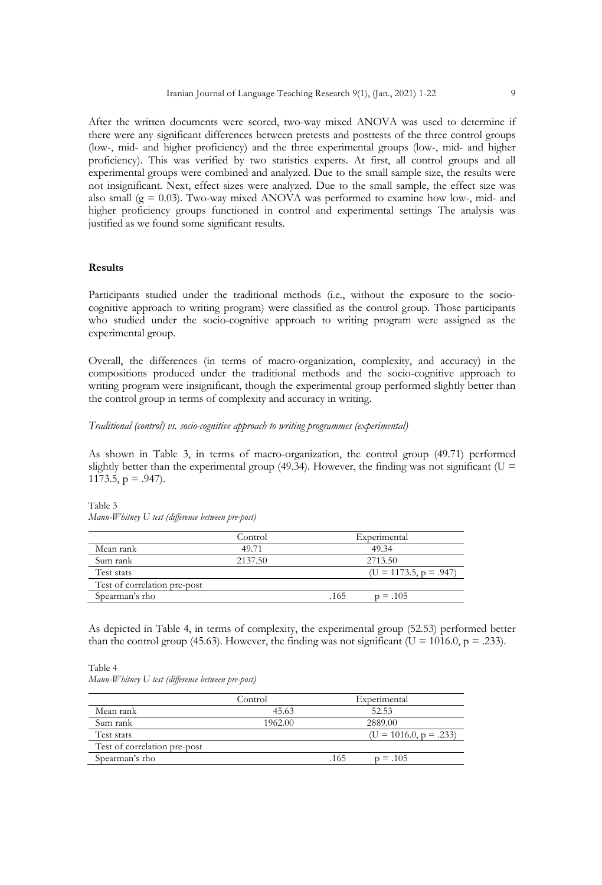After the written documents were scored, two-way mixed ANOVA was used to determine if there were any significant differences between pretests and posttests of the three control groups (low-, mid- and higher proficiency) and the three experimental groups (low-, mid- and higher proficiency). This was verified by two statistics experts. At first, all control groups and all experimental groups were combined and analyzed. Due to the small sample size, the results were not insignificant. Next, effect sizes were analyzed. Due to the small sample, the effect size was also small ($g = 0.03$). Two-way mixed ANOVA was performed to examine how low-, mid- and higher proficiency groups functioned in control and experimental settings The analysis was justified as we found some significant results.

## Results

Participants studied under the traditional methods (i.e., without the exposure to the socio-cognitive approach to writing program) were classified as the control group. Those participants who studied under the socio-cognitive approach to writing program were assigned as the experimental group.

Overall, the differences (in terms of macro-organization, complexity, and accuracy) in the compositions produced under the traditional methods and the socio-cognitive approach to writing program were insignificant, though the experimental group performed slightly better than the control group in terms of complexity and accuracy in writing.

### *Traditional (control) vs. socio-cognitive approach to writing programmes (experimental)*

As shown in Table 3, in terms of macro-organization, the control group (49.71) performed slightly better than the experimental group (49.34). However, the finding was not significant ($U = 1173.5$, $p = .947$).

Table 3

*Mann-Whitney U test (difference between pre-post)*

| | Control | Experimental |
|---|---|---|
| Mean rank | 49.71 | 49.34 |
| Sum rank | 2137.50 | 2713.50 |
| Test stats | | ($U = 1173.5$, $p = .947$) |
| Test of correlation pre-post | | |
| Spearman's rho | | .165 $p = .105$ |

As depicted in Table 4, in terms of complexity, the experimental group (52.53) performed better than the control group (45.63). However, the finding was not significant ($U = 1016.0$, $p = .233$).

Table 4

*Mann-Whitney U test (difference between pre-post)*

| | Control | Experimental |
|---|---|---|
| Mean rank | 45.63 | 52.53 |
| Sum rank | 1962.00 | 2889.00 |
| Test stats | | ($U = 1016.0$, $p = .233$) |
| Test of correlation pre-post | | |
| Spearman's rho | | .165 $p = .105$ |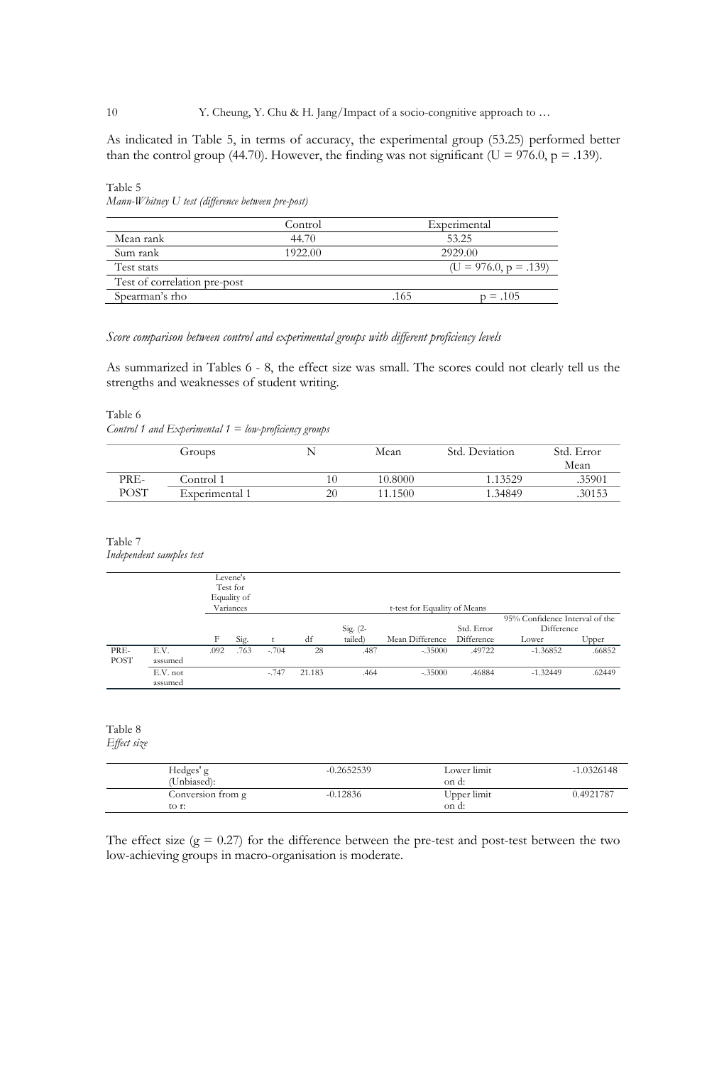As indicated in Table 5, in terms of accuracy, the experimental group (53.25) performed better than the control group (44.70). However, the finding was not significant ($U = 976.0$, $p = .139$).

Table 5

*Mann-Whitney U test (difference between pre-post)*

| | Control | Experimental | |
|---|---|---|---|
| Mean rank | 44.70 | 53.25 | |
| Sum rank | 1922.00 | 2929.00 | |
| Test stats | | (U = 976.0, p = .139) | |
| Test of correlation pre-post | | | |
| Spearman's rho | | .165 | p = .105 |

*Score comparison between control and experimental groups with different proficiency levels*

As summarized in Tables 6 - 8, the effect size was small. The scores could not clearly tell us the strengths and weaknesses of student writing.

Table 6

*Control 1 and Experimental 1 = low-proficiency groups*

| | Groups | N | Mean | Std. Deviation | Std. Error Mean |
|---|---|---|---|---|---|
| PRE-POST | Control 1 | 10 | 10.8000 | 1.13529 | .35901 |
| | Experimental 1 | 20 | 11.1500 | 1.34849 | .30153 |

Table 7

*Independent samples test*

| | | Levene's Test for Equality of Variances | | t-test for Equality of Means | | | | | | |
|---|---|---|---|---|---|---|---|---|---|---|
| | | | | | | | | | 95% Confidence Interval of the Difference | |
| | | F | Sig. | t | df | Sig. (2-tailed) | Mean Difference | Std. Error Difference | Lower | Upper |
| PRE-POST | E.V. assumed | .092 | .763 | -.704 | 28 | .487 | -.35000 | .49722 | -1.36852 | .66852 |
| | E.V. not assumed | | | -.747 | 21.183 | .464 | -.35000 | .46884 | -1.32449 | .62449 |

Table 8

*Effect size*

| | | | |
|---|---|---|---|
| Hedges' g (Unbiased): | -0.2652539 | Lower limit on d: | -1.0326148 |
| Conversion from g to r: | -0.12836 | Upper limit on d: | 0.4921787 |

The effect size ($g = 0.27$) for the difference between the pre-test and post-test between the two low-achieving groups in macro-organisation is moderate.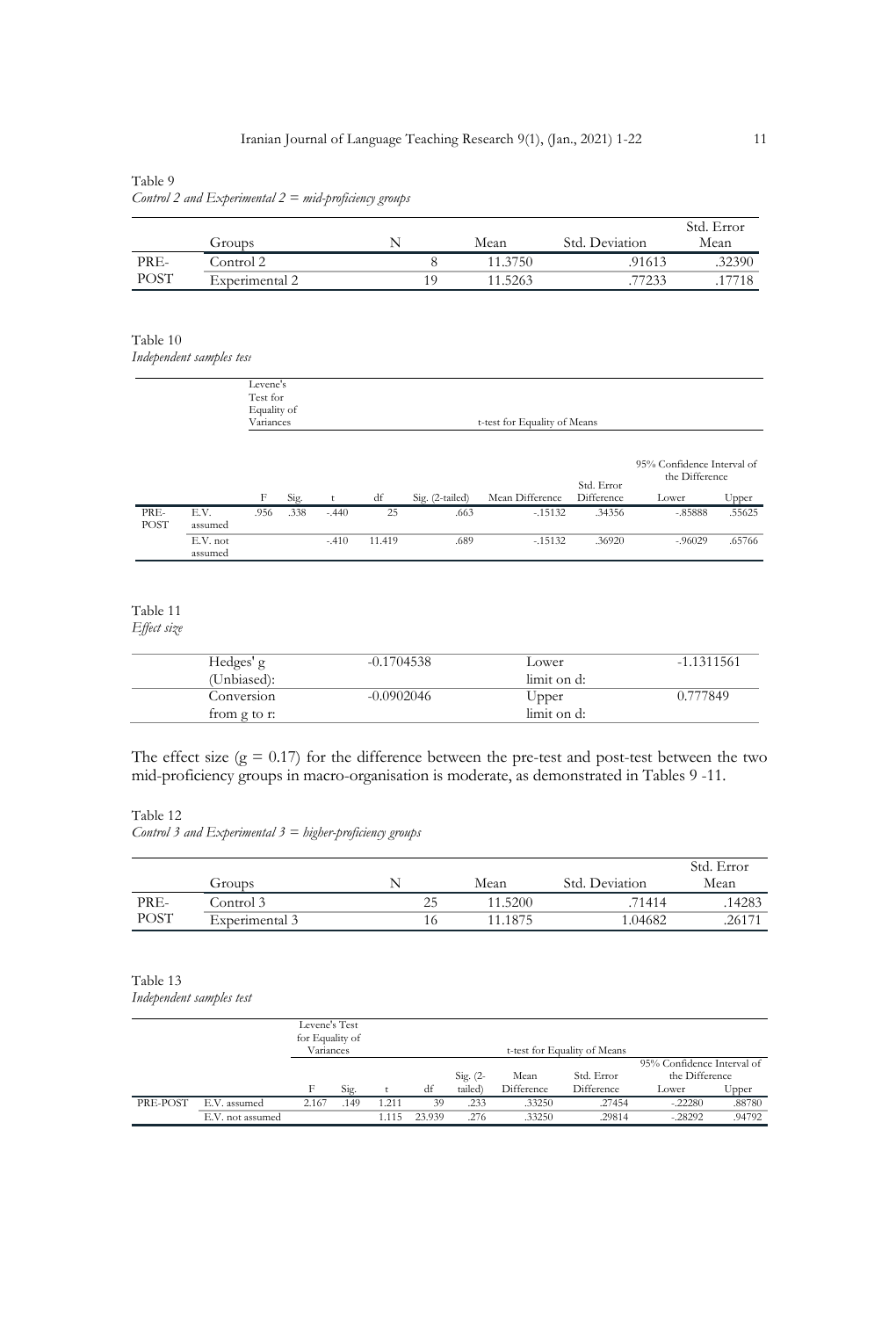Table 9

*Control 2 and Experimental 2 = mid-proficiency groups*

| | Groups | N | Mean | Std. Deviation | Std. Error Mean |
|---|---|---|---|---|---|
| PRE-POST | Control 2 | 8 | 11.3750 | .91613 | .32390 |
| | Experimental 2 | 19 | 11.5263 | .77233 | .17718 |

Table 10

*Independent samples test*

| | | Levene's Test for Equality of Variances | | t-test for Equality of Means | | | | | | |
|---|---|---|---|---|---|---|---|---|---|---|
| | | | | | | | | | 95% Confidence Interval of the Difference | |
| | | F | Sig. | t | df | Sig. (2-tailed) | Mean Difference | Std. Error Difference | Lower | Upper |
| PRE-POST | E.V. assumed | .956 | .338 | -.440 | 25 | .663 | -.15132 | .34356 | -.85888 | .55625 |
| | E.V. not assumed | | | -.410 | 11.419 | .689 | -.15132 | .36920 | -.96029 | .65766 |

Table 11

*Effect size*

| | | | |
|---|---|---|---|
| Hedges' g (Unbiased): | -0.1704538 | Lower limit on d: | -1.1311561 |
| Conversion from g to r: | -0.0902046 | Upper limit on d: | 0.777849 |

The effect size (g = 0.17) for the difference between the pre-test and post-test between the two mid-proficiency groups in macro-organisation is moderate, as demonstrated in Tables 9 -11.

Table 12

*Control 3 and Experimental 3 = higher-proficiency groups*

| | Groups | N | Mean | Std. Deviation | Std. Error Mean |
|---|---|---|---|---|---|
| PRE-POST | Control 3 | 25 | 11.5200 | .71414 | .14283 |
| | Experimental 3 | 16 | 11.1875 | 1.04682 | .26171 |

Table 13

*Independent samples test*

| | | Levene's Test for Equality of Variances | | t-test for Equality of Means | | | | | | |
|---|---|---|---|---|---|---|---|---|---|---|
| | | | | | | | | | 95% Confidence Interval of the Difference | |
| | | F | Sig. | t | df | Sig. (2-tailed) | Mean Difference | Std. Error Difference | Lower | Upper |
| PRE-POST | E.V. assumed | 2.167 | .149 | 1.211 | 39 | .233 | .33250 | .27454 | -.22280 | .88780 |
| | E.V. not assumed | | | 1.115 | 23.939 | .276 | .33250 | .29814 | -.28292 | .94792 |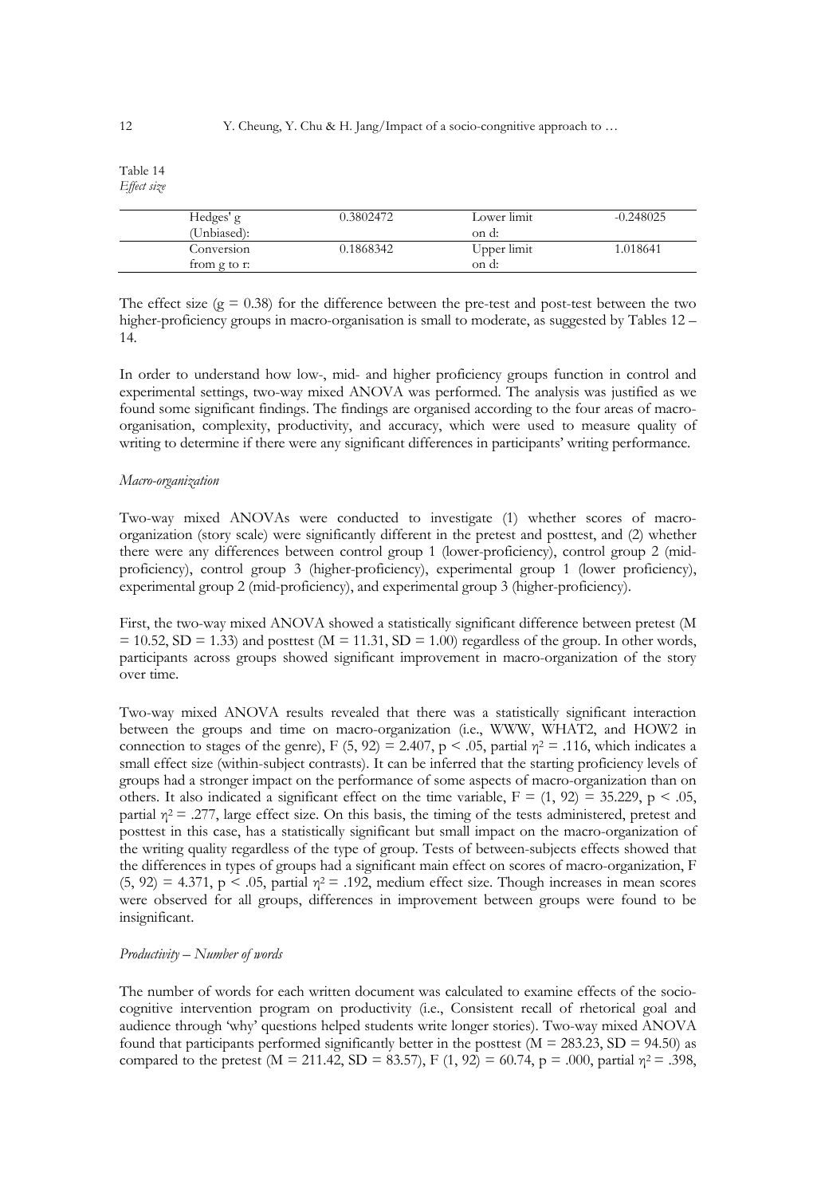Table 14
*Effect size*

| | | | |
|---|---|---|---|
| Hedges' g (Unbiased): | 0.3802472 | Lower limit on d: | -0.248025 |
| Conversion from g to r: | 0.1868342 | Upper limit on d: | 1.018641 |

The effect size ($g = 0.38$) for the difference between the pre-test and post-test between the two higher-proficiency groups in macro-organisation is small to moderate, as suggested by Tables 12 – 14.

In order to understand how low-, mid- and higher proficiency groups function in control and experimental settings, two-way mixed ANOVA was performed. The analysis was justified as we found some significant findings. The findings are organised according to the four areas of macro-organisation, complexity, productivity, and accuracy, which were used to measure quality of writing to determine if there were any significant differences in participants' writing performance.

*Macro-organization*

Two-way mixed ANOVAs were conducted to investigate (1) whether scores of macro-organization (story scale) were significantly different in the pretest and posttest, and (2) whether there were any differences between control group 1 (lower-proficiency), control group 2 (mid-proficiency), control group 3 (higher-proficiency), experimental group 1 (lower proficiency), experimental group 2 (mid-proficiency), and experimental group 3 (higher-proficiency).

First, the two-way mixed ANOVA showed a statistically significant difference between pretest ($M = 10.52$, $SD = 1.33$) and posttest ($M = 11.31$, $SD = 1.00$) regardless of the group. In other words, participants across groups showed significant improvement in macro-organization of the story over time.

Two-way mixed ANOVA results revealed that there was a statistically significant interaction between the groups and time on macro-organization (i.e., WWW, WHAT2, and HOW2 in connection to stages of the genre), $F (5, 92) = 2.407$, $p < .05$, partial $\eta^2 = .116$, which indicates a small effect size (within-subject contrasts). It can be inferred that the starting proficiency levels of groups had a stronger impact on the performance of some aspects of macro-organization than on others. It also indicated a significant effect on the time variable, $F = (1, 92) = 35.229$, $p < .05$, partial $\eta^2 = .277$, large effect size. On this basis, the timing of the tests administered, pretest and posttest in this case, has a statistically significant but small impact on the macro-organization of the writing quality regardless of the type of group. Tests of between-subjects effects showed that the differences in types of groups had a significant main effect on scores of macro-organization, $F (5, 92) = 4.371$, $p < .05$, partial $\eta^2 = .192$, medium effect size. Though increases in mean scores were observed for all groups, differences in improvement between groups were found to be insignificant.

*Productivity – Number of words*

The number of words for each written document was calculated to examine effects of the socio-cognitive intervention program on productivity (i.e., Consistent recall of rhetorical goal and audience through 'why' questions helped students write longer stories). Two-way mixed ANOVA found that participants performed significantly better in the posttest ($M = 283.23$, $SD = 94.50$) as compared to the pretest ($M = 211.42$, $SD = 83.57$), $F (1, 92) = 60.74$, $p = .000$, partial $\eta^2 = .398$,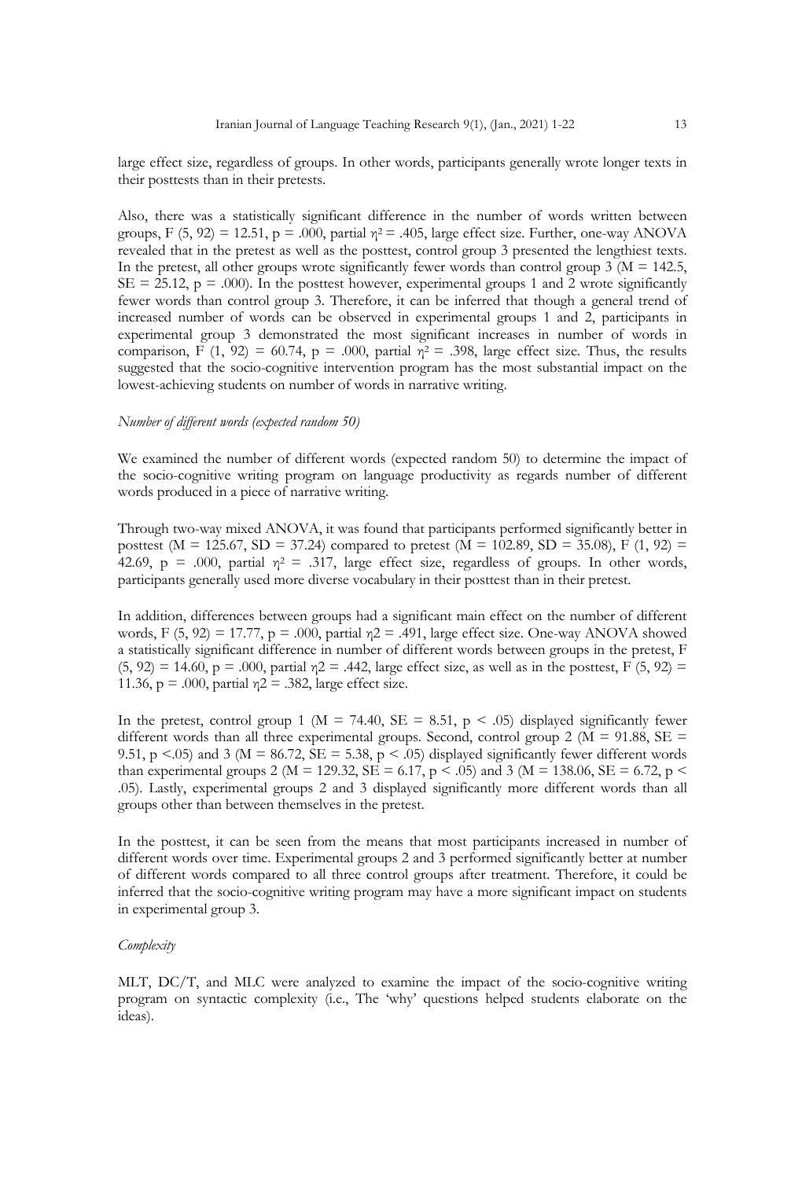large effect size, regardless of groups. In other words, participants generally wrote longer texts in their posttests than in their pretests.

Also, there was a statistically significant difference in the number of words written between groups, $F(5, 92) = 12.51$, $p = .000$, partial $\eta^2 = .405$, large effect size. Further, one-way ANOVA revealed that in the pretest as well as the posttest, control group 3 presented the lengthiest texts. In the pretest, all other groups wrote significantly fewer words than control group 3 ($M = 142.5$, $SE = 25.12$, $p = .000$). In the posttest however, experimental groups 1 and 2 wrote significantly fewer words than control group 3. Therefore, it can be inferred that though a general trend of increased number of words can be observed in experimental groups 1 and 2, participants in experimental group 3 demonstrated the most significant increases in number of words in comparison, $F(1, 92) = 60.74$, $p = .000$, partial $\eta^2 = .398$, large effect size. Thus, the results suggested that the socio-cognitive intervention program has the most substantial impact on the lowest-achieving students on number of words in narrative writing.

*Number of different words (expected random 50)*

We examined the number of different words (expected random 50) to determine the impact of the socio-cognitive writing program on language productivity as regards number of different words produced in a piece of narrative writing.

Through two-way mixed ANOVA, it was found that participants performed significantly better in posttest ($M = 125.67$, $SD = 37.24$) compared to pretest ($M = 102.89$, $SD = 35.08$), $F(1, 92) = 42.69$, $p = .000$, partial $\eta^2 = .317$, large effect size, regardless of groups. In other words, participants generally used more diverse vocabulary in their posttest than in their pretest.

In addition, differences between groups had a significant main effect on the number of different words, $F(5, 92) = 17.77$, $p = .000$, partial $\eta^2 = .491$, large effect size. One-way ANOVA showed a statistically significant difference in number of different words between groups in the pretest, $F(5, 92) = 14.60$, $p = .000$, partial $\eta^2 = .442$, large effect size, as well as in the posttest, $F(5, 92) = 11.36$, $p = .000$, partial $\eta^2 = .382$, large effect size.

In the pretest, control group 1 ($M = 74.40$, $SE = 8.51$, $p < .05$) displayed significantly fewer different words than all three experimental groups. Second, control group 2 ($M = 91.88$, $SE = 9.51$, $p < .05$) and 3 ($M = 86.72$, $SE = 5.38$, $p < .05$) displayed significantly fewer different words than experimental groups 2 ($M = 129.32$, $SE = 6.17$, $p < .05$) and 3 ($M = 138.06$, $SE = 6.72$, $p < .05$). Lastly, experimental groups 2 and 3 displayed significantly more different words than all groups other than between themselves in the pretest.

In the posttest, it can be seen from the means that most participants increased in number of different words over time. Experimental groups 2 and 3 performed significantly better at number of different words compared to all three control groups after treatment. Therefore, it could be inferred that the socio-cognitive writing program may have a more significant impact on students in experimental group 3.

*Complexity*

MLT, DC/T, and MLC were analyzed to examine the impact of the socio-cognitive writing program on syntactic complexity (i.e., The 'why' questions helped students elaborate on the ideas).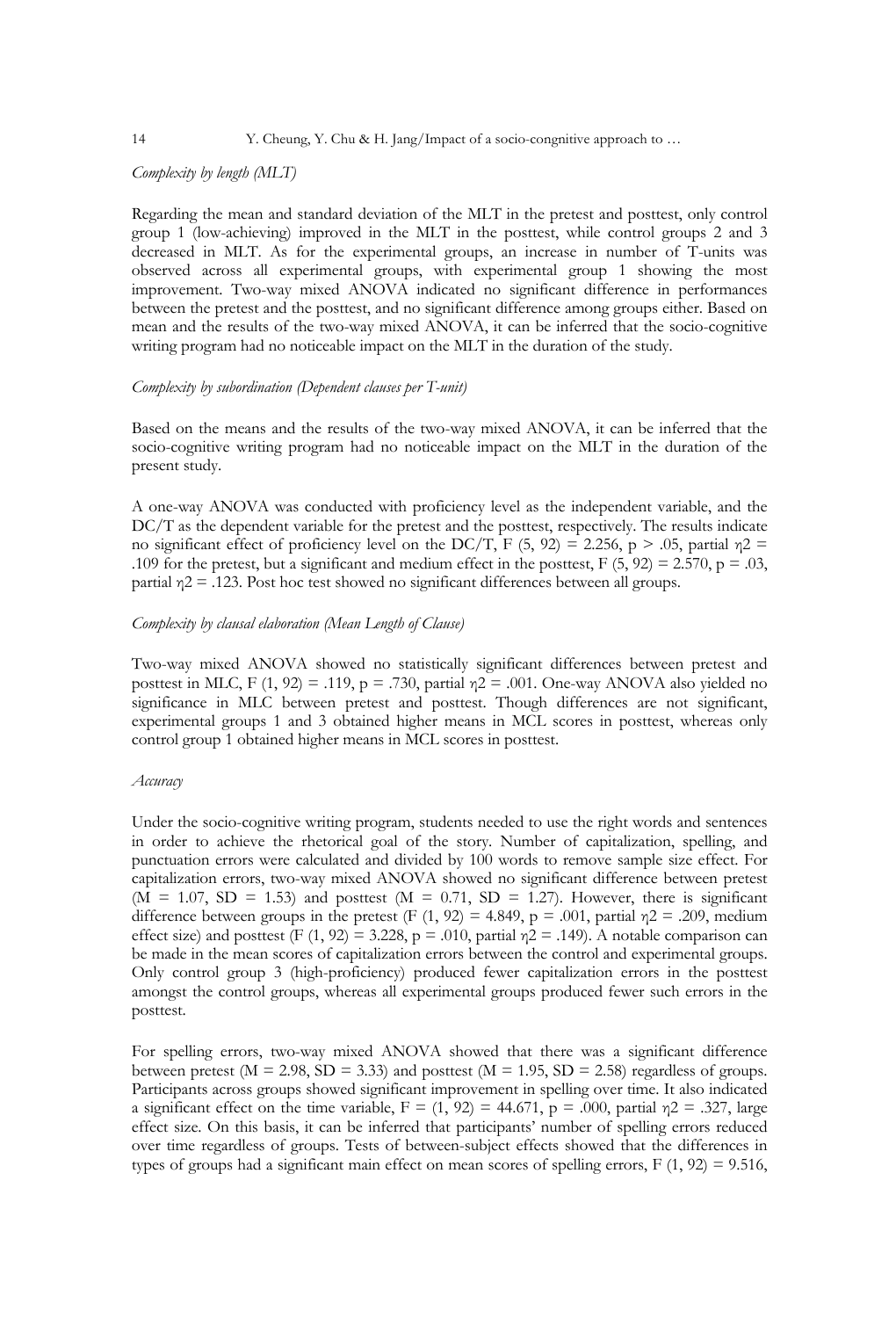*Complexity by length (MLT)*

Regarding the mean and standard deviation of the MLT in the pretest and posttest, only control group 1 (low-achieving) improved in the MLT in the posttest, while control groups 2 and 3 decreased in MLT. As for the experimental groups, an increase in number of T-units was observed across all experimental groups, with experimental group 1 showing the most improvement. Two-way mixed ANOVA indicated no significant difference in performances between the pretest and the posttest, and no significant difference among groups either. Based on mean and the results of the two-way mixed ANOVA, it can be inferred that the socio-cognitive writing program had no noticeable impact on the MLT in the duration of the study.

*Complexity by subordination (Dependent clauses per T-unit)*

Based on the means and the results of the two-way mixed ANOVA, it can be inferred that the socio-cognitive writing program had no noticeable impact on the MLT in the duration of the present study.

A one-way ANOVA was conducted with proficiency level as the independent variable, and the DC/T as the dependent variable for the pretest and the posttest, respectively. The results indicate no significant effect of proficiency level on the DC/T, $F(5, 92) = 2.256$, $p > .05$, partial $\eta 2 = .109$ for the pretest, but a significant and medium effect in the posttest, $F(5, 92) = 2.570$, $p = .03$, partial $\eta 2 = .123$. Post hoc test showed no significant differences between all groups.

*Complexity by clausal elaboration (Mean Length of Clause)*

Two-way mixed ANOVA showed no statistically significant differences between pretest and posttest in MLC, $F(1, 92) = .119$, $p = .730$, partial $\eta 2 = .001$. One-way ANOVA also yielded no significance in MLC between pretest and posttest. Though differences are not significant, experimental groups 1 and 3 obtained higher means in MCL scores in posttest, whereas only control group 1 obtained higher means in MCL scores in posttest.

*Accuracy*

Under the socio-cognitive writing program, students needed to use the right words and sentences in order to achieve the rhetorical goal of the story. Number of capitalization, spelling, and punctuation errors were calculated and divided by 100 words to remove sample size effect. For capitalization errors, two-way mixed ANOVA showed no significant difference between pretest ($M = 1.07$, $SD = 1.53$) and posttest ($M = 0.71$, $SD = 1.27$). However, there is significant difference between groups in the pretest ($F(1, 92) = 4.849$, $p = .001$, partial $\eta 2 = .209$, medium effect size) and posttest ($F(1, 92) = 3.228$, $p = .010$, partial $\eta 2 = .149$). A notable comparison can be made in the mean scores of capitalization errors between the control and experimental groups. Only control group 3 (high-proficiency) produced fewer capitalization errors in the posttest amongst the control groups, whereas all experimental groups produced fewer such errors in the posttest.

For spelling errors, two-way mixed ANOVA showed that there was a significant difference between pretest ($M = 2.98$, $SD = 3.33$) and posttest ($M = 1.95$, $SD = 2.58$) regardless of groups. Participants across groups showed significant improvement in spelling over time. It also indicated a significant effect on the time variable, $F = (1, 92) = 44.671$, $p = .000$, partial $\eta 2 = .327$, large effect size. On this basis, it can be inferred that participants' number of spelling errors reduced over time regardless of groups. Tests of between-subject effects showed that the differences in types of groups had a significant main effect on mean scores of spelling errors, $F(1, 92) = 9.516$,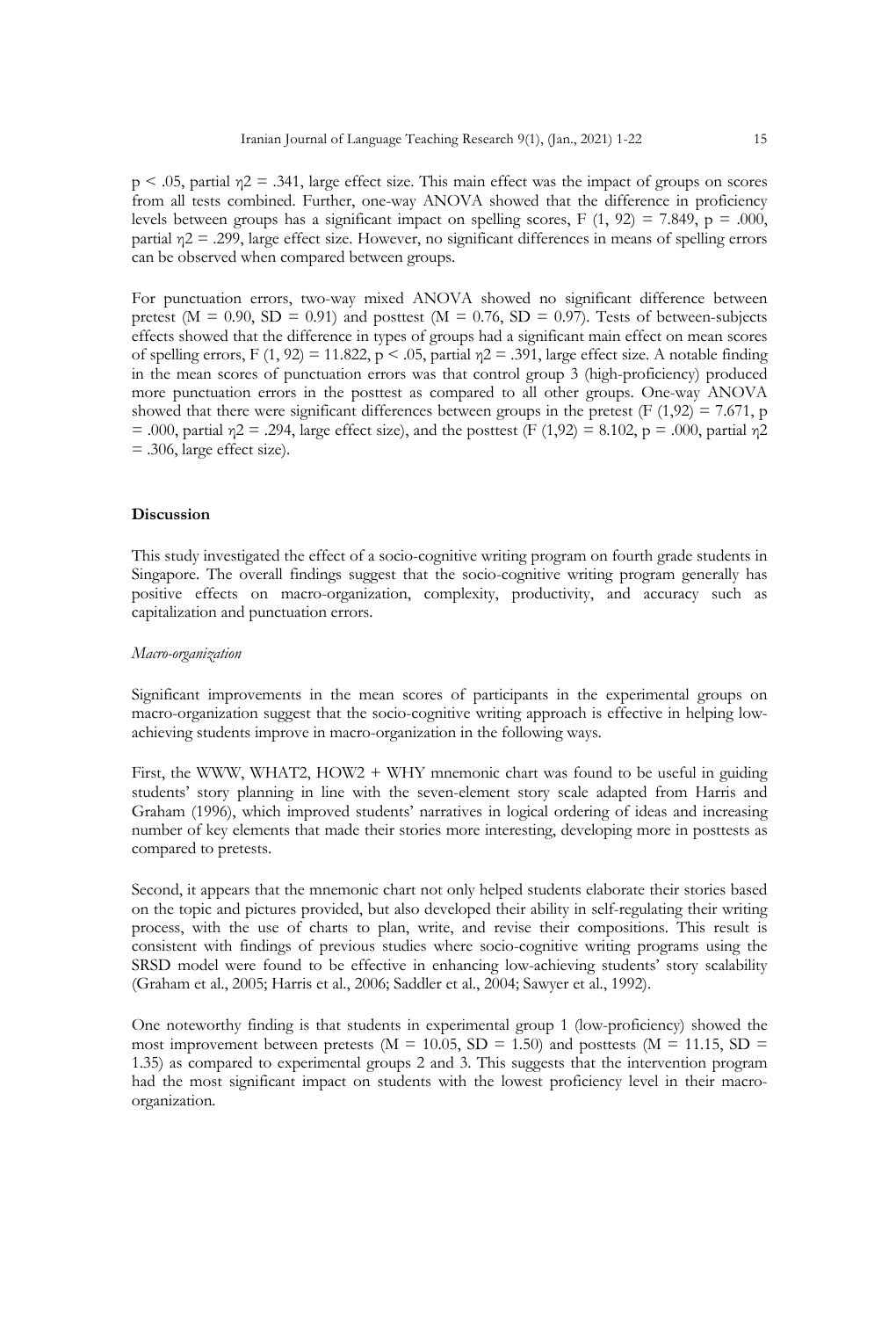$p < .05$, partial $\eta2 = .341$, large effect size. This main effect was the impact of groups on scores from all tests combined. Further, one-way ANOVA showed that the difference in proficiency levels between groups has a significant impact on spelling scores, $F (1, 92) = 7.849$, $p = .000$, partial $\eta2 = .299$, large effect size. However, no significant differences in means of spelling errors can be observed when compared between groups.

For punctuation errors, two-way mixed ANOVA showed no significant difference between pretest ($M = 0.90$, $SD = 0.91$) and posttest ($M = 0.76$, $SD = 0.97$). Tests of between-subjects effects showed that the difference in types of groups had a significant main effect on mean scores of spelling errors, $F (1, 92) = 11.822$, $p < .05$, partial $\eta2 = .391$, large effect size. A notable finding in the mean scores of punctuation errors was that control group 3 (high-proficiency) produced more punctuation errors in the posttest as compared to all other groups. One-way ANOVA showed that there were significant differences between groups in the pretest ($F (1,92) = 7.671$, $p = .000$, partial $\eta2 = .294$, large effect size), and the posttest ($F (1,92) = 8.102$, $p = .000$, partial $\eta2 = .306$, large effect size).

## Discussion

This study investigated the effect of a socio-cognitive writing program on fourth grade students in Singapore. The overall findings suggest that the socio-cognitive writing program generally has positive effects on macro-organization, complexity, productivity, and accuracy such as capitalization and punctuation errors.

### *Macro-organization*

Significant improvements in the mean scores of participants in the experimental groups on macro-organization suggest that the socio-cognitive writing approach is effective in helping low-achieving students improve in macro-organization in the following ways.

First, the WWW, WHAT2, HOW2 + WHY mnemonic chart was found to be useful in guiding students' story planning in line with the seven-element story scale adapted from Harris and Graham (1996), which improved students' narratives in logical ordering of ideas and increasing number of key elements that made their stories more interesting, developing more in posttests as compared to pretests.

Second, it appears that the mnemonic chart not only helped students elaborate their stories based on the topic and pictures provided, but also developed their ability in self-regulating their writing process, with the use of charts to plan, write, and revise their compositions. This result is consistent with findings of previous studies where socio-cognitive writing programs using the SRSD model were found to be effective in enhancing low-achieving students' story scalability (Graham et al., 2005; Harris et al., 2006; Saddler et al., 2004; Sawyer et al., 1992).

One noteworthy finding is that students in experimental group 1 (low-proficiency) showed the most improvement between pretests ($M = 10.05$, $SD = 1.50$) and posttests ($M = 11.15$, $SD = 1.35$) as compared to experimental groups 2 and 3. This suggests that the intervention program had the most significant impact on students with the lowest proficiency level in their macro-organization.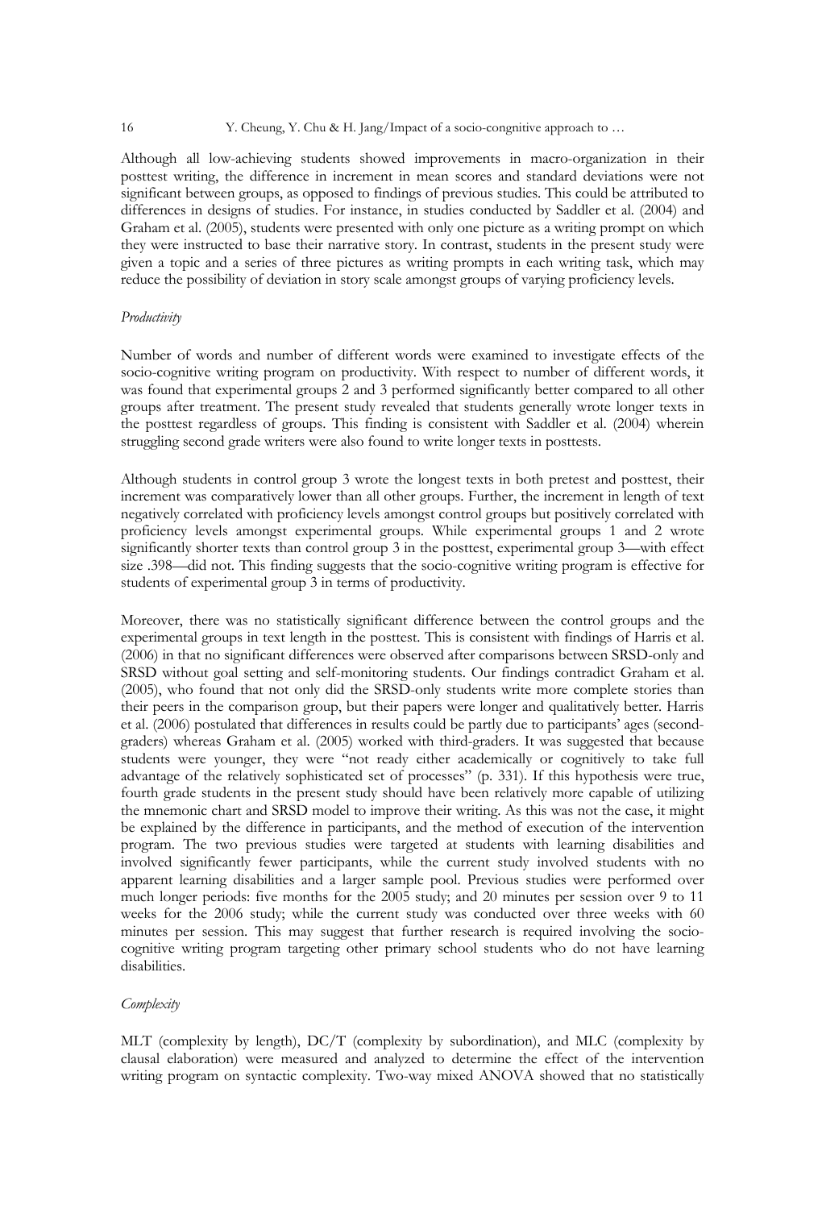Although all low-achieving students showed improvements in macro-organization in their posttest writing, the difference in increment in mean scores and standard deviations were not significant between groups, as opposed to findings of previous studies. This could be attributed to differences in designs of studies. For instance, in studies conducted by Saddler et al. (2004) and Graham et al. (2005), students were presented with only one picture as a writing prompt on which they were instructed to base their narrative story. In contrast, students in the present study were given a topic and a series of three pictures as writing prompts in each writing task, which may reduce the possibility of deviation in story scale amongst groups of varying proficiency levels.

*Productivity*

Number of words and number of different words were examined to investigate effects of the socio-cognitive writing program on productivity. With respect to number of different words, it was found that experimental groups 2 and 3 performed significantly better compared to all other groups after treatment. The present study revealed that students generally wrote longer texts in the posttest regardless of groups. This finding is consistent with Saddler et al. (2004) wherein struggling second grade writers were also found to write longer texts in posttests.

Although students in control group 3 wrote the longest texts in both pretest and posttest, their increment was comparatively lower than all other groups. Further, the increment in length of text negatively correlated with proficiency levels amongst control groups but positively correlated with proficiency levels amongst experimental groups. While experimental groups 1 and 2 wrote significantly shorter texts than control group 3 in the posttest, experimental group 3—with effect size .398—did not. This finding suggests that the socio-cognitive writing program is effective for students of experimental group 3 in terms of productivity.

Moreover, there was no statistically significant difference between the control groups and the experimental groups in text length in the posttest. This is consistent with findings of Harris et al. (2006) in that no significant differences were observed after comparisons between SRSD-only and SRSD without goal setting and self-monitoring students. Our findings contradict Graham et al. (2005), who found that not only did the SRSD-only students write more complete stories than their peers in the comparison group, but their papers were longer and qualitatively better. Harris et al. (2006) postulated that differences in results could be partly due to participants' ages (second-graders) whereas Graham et al. (2005) worked with third-graders. It was suggested that because students were younger, they were "not ready either academically or cognitively to take full advantage of the relatively sophisticated set of processes" (p. 331). If this hypothesis were true, fourth grade students in the present study should have been relatively more capable of utilizing the mnemonic chart and SRSD model to improve their writing. As this was not the case, it might be explained by the difference in participants, and the method of execution of the intervention program. The two previous studies were targeted at students with learning disabilities and involved significantly fewer participants, while the current study involved students with no apparent learning disabilities and a larger sample pool. Previous studies were performed over much longer periods: five months for the 2005 study; and 20 minutes per session over 9 to 11 weeks for the 2006 study; while the current study was conducted over three weeks with 60 minutes per session. This may suggest that further research is required involving the socio-cognitive writing program targeting other primary school students who do not have learning disabilities.

*Complexity*

MLT (complexity by length), DC/T (complexity by subordination), and MLC (complexity by clausal elaboration) were measured and analyzed to determine the effect of the intervention writing program on syntactic complexity. Two-way mixed ANOVA showed that no statistically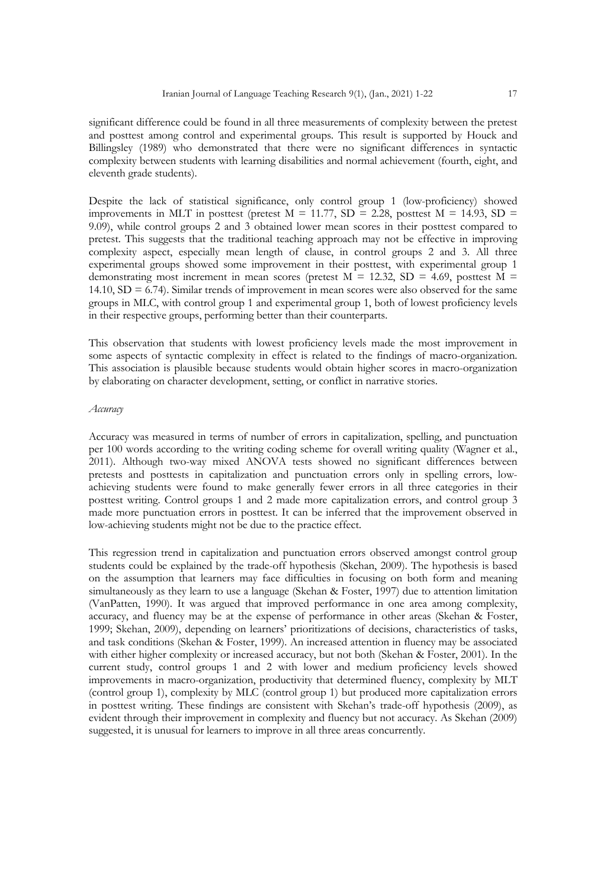significant difference could be found in all three measurements of complexity between the pretest and posttest among control and experimental groups. This result is supported by Houck and Billingsley (1989) who demonstrated that there were no significant differences in syntactic complexity between students with learning disabilities and normal achievement (fourth, eight, and eleventh grade students).

Despite the lack of statistical significance, only control group 1 (low-proficiency) showed improvements in MLT in posttest (pretest $M = 11.77$, $SD = 2.28$, posttest $M = 14.93$, $SD = 9.09$), while control groups 2 and 3 obtained lower mean scores in their posttest compared to pretest. This suggests that the traditional teaching approach may not be effective in improving complexity aspect, especially mean length of clause, in control groups 2 and 3. All three experimental groups showed some improvement in their posttest, with experimental group 1 demonstrating most increment in mean scores (pretest $M = 12.32$, $SD = 4.69$, posttest $M = 14.10$, $SD = 6.74$). Similar trends of improvement in mean scores were also observed for the same groups in MLC, with control group 1 and experimental group 1, both of lowest proficiency levels in their respective groups, performing better than their counterparts.

This observation that students with lowest proficiency levels made the most improvement in some aspects of syntactic complexity in effect is related to the findings of macro-organization. This association is plausible because students would obtain higher scores in macro-organization by elaborating on character development, setting, or conflict in narrative stories.

*Accuracy*

Accuracy was measured in terms of number of errors in capitalization, spelling, and punctuation per 100 words according to the writing coding scheme for overall writing quality (Wagner et al., 2011). Although two-way mixed ANOVA tests showed no significant differences between pretests and posttests in capitalization and punctuation errors only in spelling errors, low-achieving students were found to make generally fewer errors in all three categories in their posttest writing. Control groups 1 and 2 made more capitalization errors, and control group 3 made more punctuation errors in posttest. It can be inferred that the improvement observed in low-achieving students might not be due to the practice effect.

This regression trend in capitalization and punctuation errors observed amongst control group students could be explained by the trade-off hypothesis (Skehan, 2009). The hypothesis is based on the assumption that learners may face difficulties in focusing on both form and meaning simultaneously as they learn to use a language (Skehan & Foster, 1997) due to attention limitation (VanPatten, 1990). It was argued that improved performance in one area among complexity, accuracy, and fluency may be at the expense of performance in other areas (Skehan & Foster, 1999; Skehan, 2009), depending on learners' prioritizations of decisions, characteristics of tasks, and task conditions (Skehan & Foster, 1999). An increased attention in fluency may be associated with either higher complexity or increased accuracy, but not both (Skehan & Foster, 2001). In the current study, control groups 1 and 2 with lower and medium proficiency levels showed improvements in macro-organization, productivity that determined fluency, complexity by MLT (control group 1), complexity by MLC (control group 1) but produced more capitalization errors in posttest writing. These findings are consistent with Skehan's trade-off hypothesis (2009), as evident through their improvement in complexity and fluency but not accuracy. As Skehan (2009) suggested, it is unusual for learners to improve in all three areas concurrently.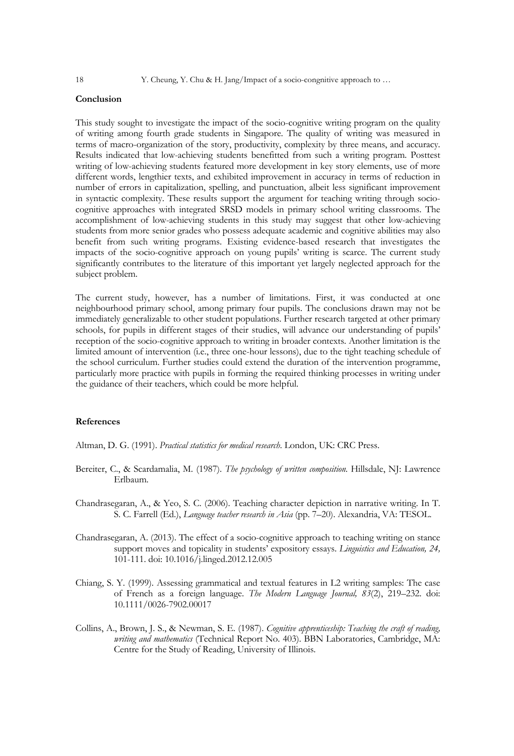**Conclusion**

This study sought to investigate the impact of the socio-cognitive writing program on the quality of writing among fourth grade students in Singapore. The quality of writing was measured in terms of macro-organization of the story, productivity, complexity by three means, and accuracy. Results indicated that low-achieving students benefitted from such a writing program. Posttest writing of low-achieving students featured more development in key story elements, use of more different words, lengthier texts, and exhibited improvement in accuracy in terms of reduction in number of errors in capitalization, spelling, and punctuation, albeit less significant improvement in syntactic complexity. These results support the argument for teaching writing through socio-cognitive approaches with integrated SRSD models in primary school writing classrooms. The accomplishment of low-achieving students in this study may suggest that other low-achieving students from more senior grades who possess adequate academic and cognitive abilities may also benefit from such writing programs. Existing evidence-based research that investigates the impacts of the socio-cognitive approach on young pupils' writing is scarce. The current study significantly contributes to the literature of this important yet largely neglected approach for the subject problem.

The current study, however, has a number of limitations. First, it was conducted at one neighbourhood primary school, among primary four pupils. The conclusions drawn may not be immediately generalizable to other student populations. Further research targeted at other primary schools, for pupils in different stages of their studies, will advance our understanding of pupils' reception of the socio-cognitive approach to writing in broader contexts. Another limitation is the limited amount of intervention (i.e., three one-hour lessons), due to the tight teaching schedule of the school curriculum. Further studies could extend the duration of the intervention programme, particularly more practice with pupils in forming the required thinking processes in writing under the guidance of their teachers, which could be more helpful.

**References**

Altman, D. G. (1991). *Practical statistics for medical research*. London, UK: CRC Press.

Bereiter, C., & Scardamalia, M. (1987). *The psychology of written composition.* Hillsdale, NJ: Lawrence Erlbaum.

Chandrasegaran, A., & Yeo, S. C. (2006). Teaching character depiction in narrative writing. In T. S. C. Farrell (Ed.), *Language teacher research in Asia* (pp. 7–20). Alexandria, VA: TESOL.

Chandrasegaran, A. (2013). The effect of a socio-cognitive approach to teaching writing on stance support moves and topicality in students' expository essays. *Linguistics and Education, 24,* 101-111. doi: 10.1016/j.linged.2012.12.005

Chiang, S. Y. (1999). Assessing grammatical and textual features in L2 writing samples: The case of French as a foreign language. *The Modern Language Journal, 83*(2), 219–232. doi: 10.1111/0026-7902.00017

Collins, A., Brown, J. S., & Newman, S. E. (1987). *Cognitive apprenticeship: Teaching the craft of reading, writing and mathematics* (Technical Report No. 403). BBN Laboratories, Cambridge, MA: Centre for the Study of Reading, University of Illinois.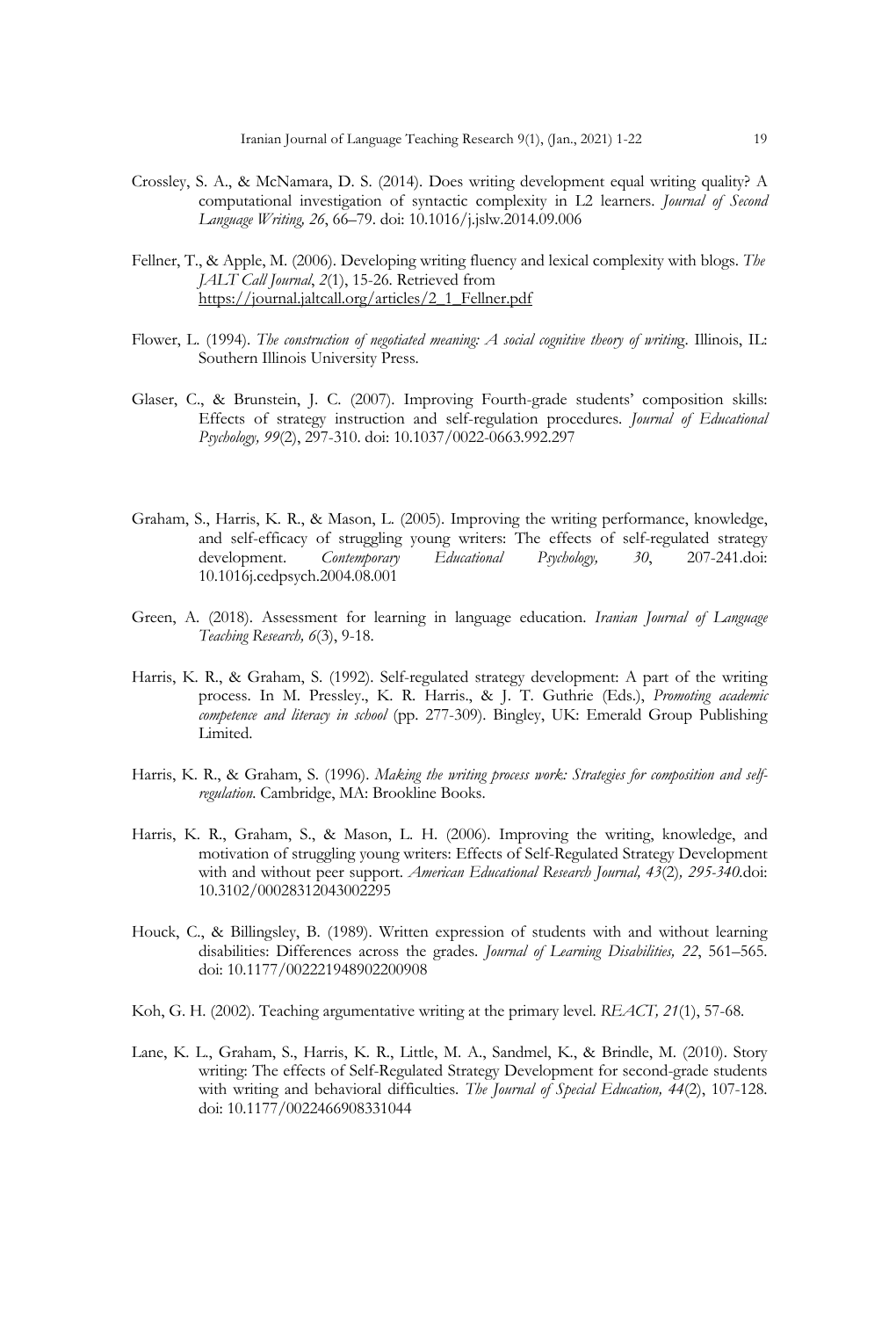Crossley, S. A., & McNamara, D. S. (2014). Does writing development equal writing quality? A computational investigation of syntactic complexity in L2 learners. *Journal of Second Language Writing, 26*, 66–79. doi: 10.1016/j.jslw.2014.09.006

Fellner, T., & Apple, M. (2006). Developing writing fluency and lexical complexity with blogs. *The JALT Call Journal*, *2*(1), 15-26. Retrieved from https://journal.jaltcall.org/articles/2_1_Fellner.pdf

Flower, L. (1994). *The construction of negotiated meaning: A social cognitive theory of writin*g. Illinois, IL: Southern Illinois University Press.

Glaser, C., & Brunstein, J. C. (2007). Improving Fourth-grade students' composition skills: Effects of strategy instruction and self-regulation procedures. *Journal of Educational Psychology, 99*(2), 297-310. doi: 10.1037/0022-0663.992.297

Graham, S., Harris, K. R., & Mason, L. (2005). Improving the writing performance, knowledge, and self-efficacy of struggling young writers: The effects of self-regulated strategy development. *Contemporary Educational Psychology, 30*, 207-241.doi: 10.1016j.cedpsych.2004.08.001

Green, A. (2018). Assessment for learning in language education. *Iranian Journal of Language Teaching Research, 6*(3), 9-18.

Harris, K. R., & Graham, S. (1992). Self-regulated strategy development: A part of the writing process. In M. Pressley., K. R. Harris., & J. T. Guthrie (Eds.), *Promoting academic competence and literacy in school* (pp. 277-309). Bingley, UK: Emerald Group Publishing Limited.

Harris, K. R., & Graham, S. (1996). *Making the writing process work: Strategies for composition and self-regulation*. Cambridge, MA: Brookline Books.

Harris, K. R., Graham, S., & Mason, L. H. (2006). Improving the writing, knowledge, and motivation of struggling young writers: Effects of Self-Regulated Strategy Development with and without peer support. *American Educational Research Journal, 43*(2)*, 295-340.*doi: 10.3102/00028312043002295

Houck, C., & Billingsley, B. (1989). Written expression of students with and without learning disabilities: Differences across the grades. *Journal of Learning Disabilities, 22*, 561–565. doi: 10.1177/002221948902200908

Koh, G. H. (2002). Teaching argumentative writing at the primary level. *REACT, 21*(1), 57-68.

Lane, K. L., Graham, S., Harris, K. R., Little, M. A., Sandmel, K., & Brindle, M. (2010). Story writing: The effects of Self-Regulated Strategy Development for second-grade students with writing and behavioral difficulties. *The Journal of Special Education, 44*(2), 107-128. doi: 10.1177/0022466908331044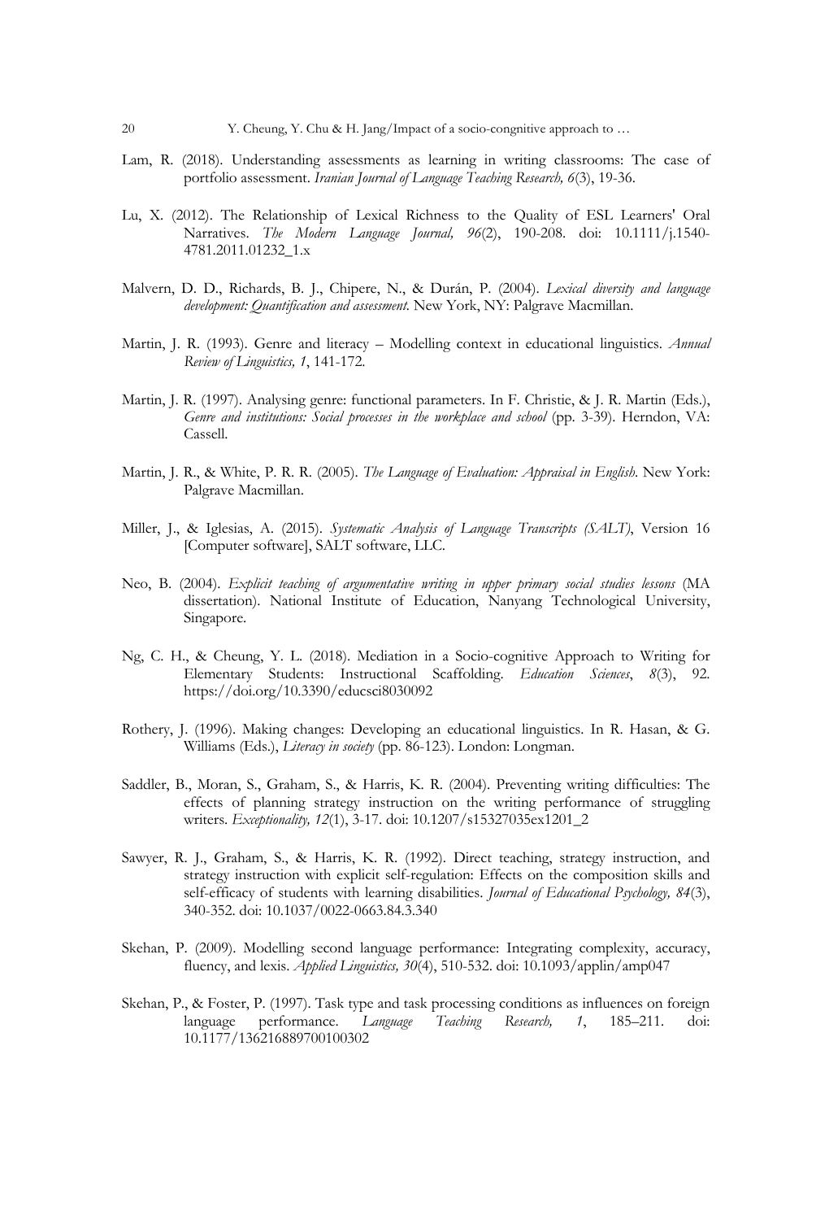Lam, R. (2018). Understanding assessments as learning in writing classrooms: The case of portfolio assessment. *Iranian Journal of Language Teaching Research, 6*(3), 19-36.

Lu, X. (2012). The Relationship of Lexical Richness to the Quality of ESL Learners' Oral Narratives. *The Modern Language Journal, 96*(2), 190-208. doi: 10.1111/j.1540-4781.2011.01232_1.x

Malvern, D. D., Richards, B. J., Chipere, N., & Durán, P. (2004). *Lexical diversity and language development: Quantification and assessment.* New York, NY: Palgrave Macmillan.

Martin, J. R. (1993). Genre and literacy – Modelling context in educational linguistics. *Annual Review of Linguistics, 1*, 141-172.

Martin, J. R. (1997). Analysing genre: functional parameters. In F. Christie, & J. R. Martin (Eds.), *Genre and institutions: Social processes in the workplace and school* (pp. 3-39). Herndon, VA: Cassell.

Martin, J. R., & White, P. R. R. (2005). *The Language of Evaluation: Appraisal in English*. New York: Palgrave Macmillan.

Miller, J., & Iglesias, A. (2015). *Systematic Analysis of Language Transcripts (SALT)*, Version 16 [Computer software], SALT software, LLC.

Neo, B. (2004). *Explicit teaching of argumentative writing in upper primary social studies lessons* (MA dissertation). National Institute of Education, Nanyang Technological University, Singapore.

Ng, C. H., & Cheung, Y. L. (2018). Mediation in a Socio-cognitive Approach to Writing for Elementary Students: Instructional Scaffolding. *Education Sciences*, *8*(3), 92. https://doi.org/10.3390/educsci8030092

Rothery, J. (1996). Making changes: Developing an educational linguistics. In R. Hasan, & G. Williams (Eds.), *Literacy in society* (pp. 86-123). London: Longman.

Saddler, B., Moran, S., Graham, S., & Harris, K. R. (2004). Preventing writing difficulties: The effects of planning strategy instruction on the writing performance of struggling writers. *Exceptionality, 12*(1), 3-17. doi: 10.1207/s15327035ex1201_2

Sawyer, R. J., Graham, S., & Harris, K. R. (1992). Direct teaching, strategy instruction, and strategy instruction with explicit self-regulation: Effects on the composition skills and self-efficacy of students with learning disabilities. *Journal of Educational Psychology, 84*(3), 340-352. doi: 10.1037/0022-0663.84.3.340

Skehan, P. (2009). Modelling second language performance: Integrating complexity, accuracy, fluency, and lexis. *Applied Linguistics, 30*(4), 510-532. doi: 10.1093/applin/amp047

Skehan, P., & Foster, P. (1997). Task type and task processing conditions as influences on foreign language performance. *Language Teaching Research, 1*, 185–211. doi: 10.1177/136216889700100302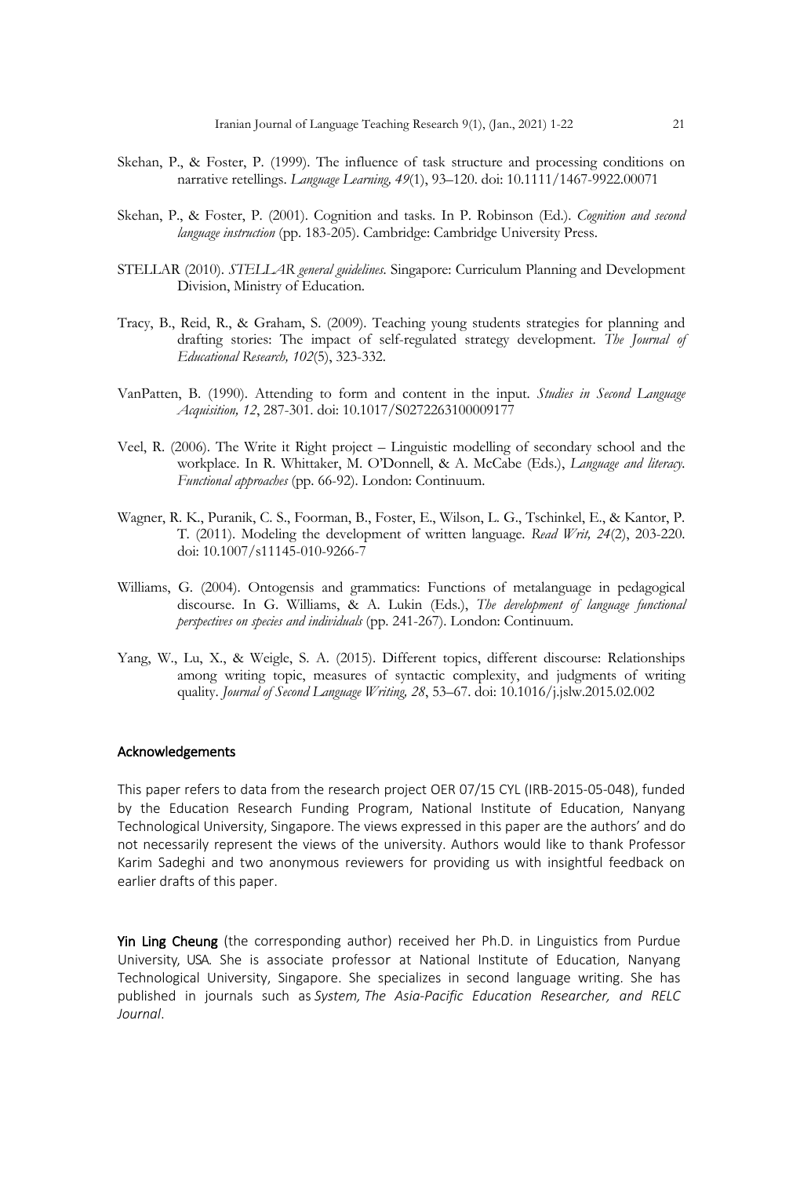Skehan, P., & Foster, P. (1999). The influence of task structure and processing conditions on narrative retellings. *Language Learning, 49*(1), 93–120. doi: 10.1111/1467-9922.00071

Skehan, P., & Foster, P. (2001). Cognition and tasks. In P. Robinson (Ed.). *Cognition and second language instruction* (pp. 183-205). Cambridge: Cambridge University Press.

STELLAR (2010). *STELLAR general guidelines*. Singapore: Curriculum Planning and Development Division, Ministry of Education.

Tracy, B., Reid, R., & Graham, S. (2009). Teaching young students strategies for planning and drafting stories: The impact of self-regulated strategy development. *The Journal of Educational Research, 102*(5), 323-332.

VanPatten, B. (1990). Attending to form and content in the input. *Studies in Second Language Acquisition, 12*, 287-301. doi: 10.1017/S0272263100009177

Veel, R. (2006). The Write it Right project – Linguistic modelling of secondary school and the workplace. In R. Whittaker, M. O'Donnell, & A. McCabe (Eds.), *Language and literacy. Functional approaches* (pp. 66-92). London: Continuum.

Wagner, R. K., Puranik, C. S., Foorman, B., Foster, E., Wilson, L. G., Tschinkel, E., & Kantor, P. T. (2011). Modeling the development of written language. *Read Writ, 24*(2), 203-220. doi: 10.1007/s11145-010-9266-7

Williams, G. (2004). Ontogensis and grammatics: Functions of metalanguage in pedagogical discourse. In G. Williams, & A. Lukin (Eds.), *The development of language functional perspectives on species and individuals* (pp. 241-267). London: Continuum.

Yang, W., Lu, X., & Weigle, S. A. (2015). Different topics, different discourse: Relationships among writing topic, measures of syntactic complexity, and judgments of writing quality. *Journal of Second Language Writing, 28*, 53–67. doi: 10.1016/j.jslw.2015.02.002

## Acknowledgements

This paper refers to data from the research project OER 07/15 CYL (IRB-2015-05-048), funded by the Education Research Funding Program, National Institute of Education, Nanyang Technological University, Singapore. The views expressed in this paper are the authors' and do not necessarily represent the views of the university. Authors would like to thank Professor Karim Sadeghi and two anonymous reviewers for providing us with insightful feedback on earlier drafts of this paper.

**Yin Ling Cheung** (the corresponding author) received her Ph.D. in Linguistics from Purdue University, USA. She is associate professor at National Institute of Education, Nanyang Technological University, Singapore. She specializes in second language writing. She has published in journals such as *System, The Asia-Pacific Education Researcher, and RELC Journal*.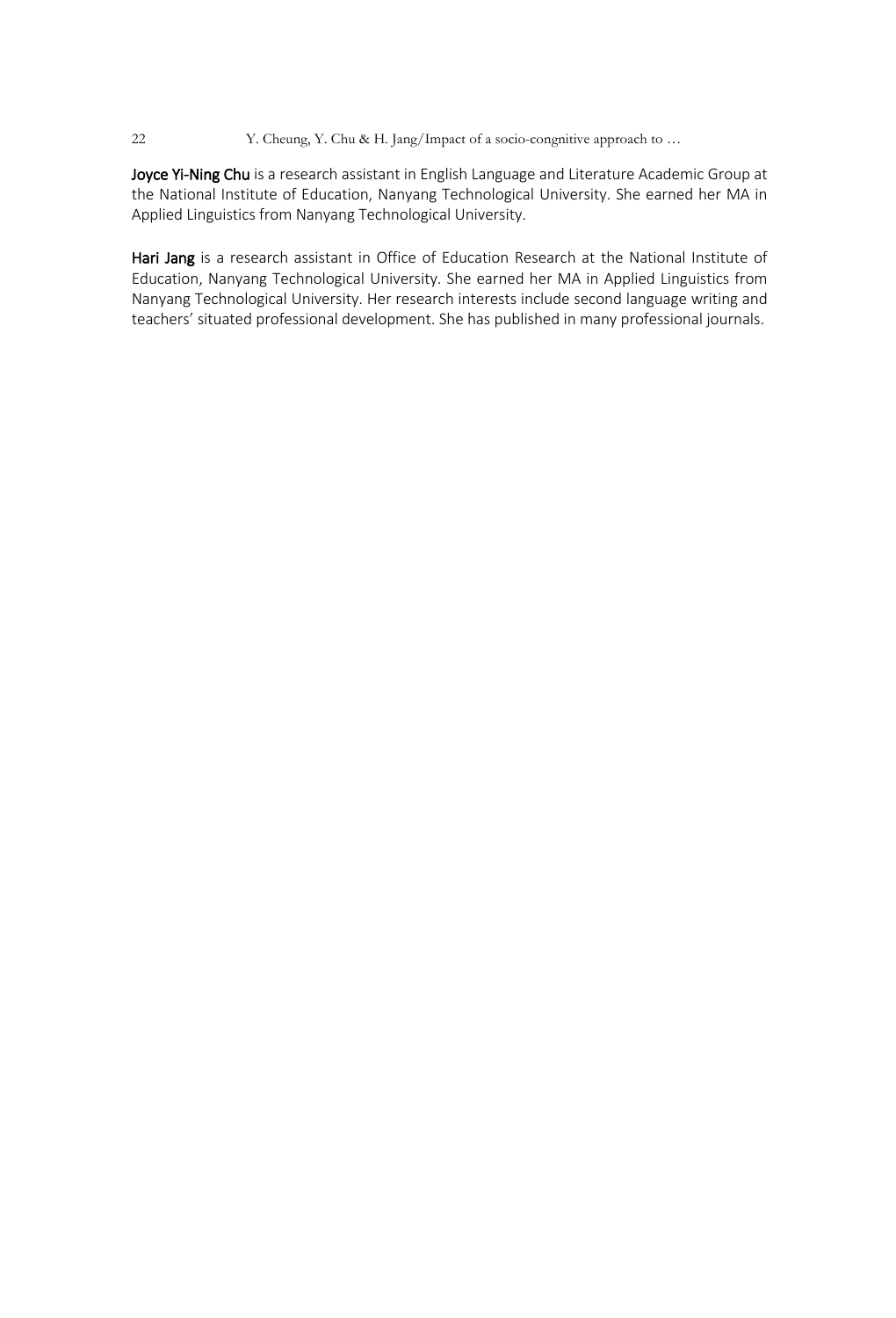**Joyce Yi-Ning Chu** is a research assistant in English Language and Literature Academic Group at the National Institute of Education, Nanyang Technological University. She earned her MA in Applied Linguistics from Nanyang Technological University.

**Hari Jang** is a research assistant in Office of Education Research at the National Institute of Education, Nanyang Technological University. She earned her MA in Applied Linguistics from Nanyang Technological University. Her research interests include second language writing and teachers' situated professional development. She has published in many professional journals.